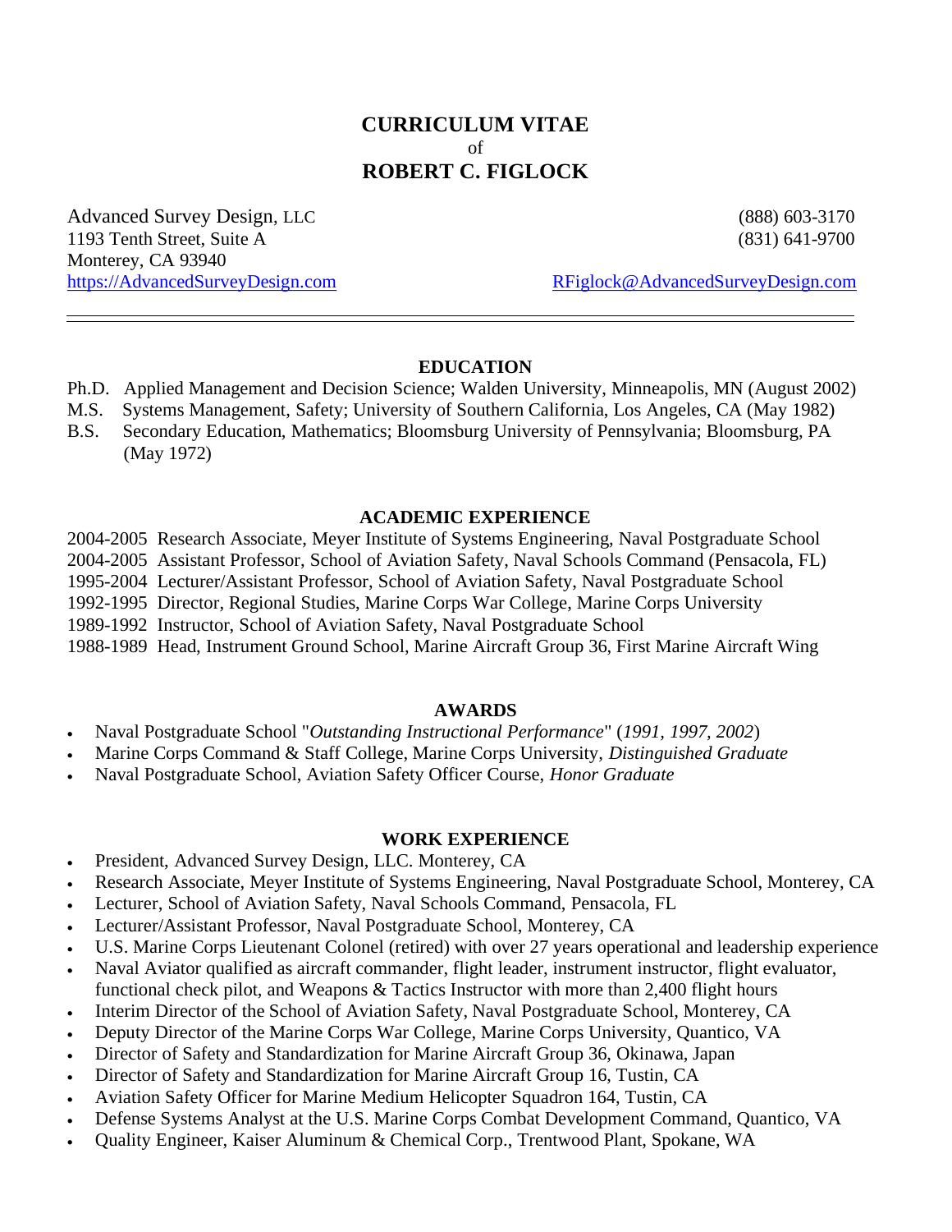# CURRICULUM VITAE

of

# ROBERT C. FIGLOCK

Advanced Survey Design, LLC
1193 Tenth Street, Suite A
Monterey, CA 93940
https://AdvancedSurveyDesign.com

(888) 603-3170
(831) 641-9700
RFiglock@AdvancedSurveyDesign.com

---

## EDUCATION

Ph.D. Applied Management and Decision Science; Walden University, Minneapolis, MN (August 2002)
M.S. Systems Management, Safety; University of Southern California, Los Angeles, CA (May 1982)
B.S. Secondary Education, Mathematics; Bloomsburg University of Pennsylvania; Bloomsburg, PA (May 1972)

## ACADEMIC EXPERIENCE

2004-2005 Research Associate, Meyer Institute of Systems Engineering, Naval Postgraduate School
2004-2005 Assistant Professor, School of Aviation Safety, Naval Schools Command (Pensacola, FL)
1995-2004 Lecturer/Assistant Professor, School of Aviation Safety, Naval Postgraduate School
1992-1995 Director, Regional Studies, Marine Corps War College, Marine Corps University
1989-1992 Instructor, School of Aviation Safety, Naval Postgraduate School
1988-1989 Head, Instrument Ground School, Marine Aircraft Group 36, First Marine Aircraft Wing

## AWARDS

- Naval Postgraduate School "*Outstanding Instructional Performance*" (*1991, 1997, 2002*)
- Marine Corps Command & Staff College, Marine Corps University, *Distinguished Graduate*
- Naval Postgraduate School, Aviation Safety Officer Course, *Honor Graduate*

## WORK EXPERIENCE

- President, Advanced Survey Design, LLC. Monterey, CA
- Research Associate, Meyer Institute of Systems Engineering, Naval Postgraduate School, Monterey, CA
- Lecturer, School of Aviation Safety, Naval Schools Command, Pensacola, FL
- Lecturer/Assistant Professor, Naval Postgraduate School, Monterey, CA
- U.S. Marine Corps Lieutenant Colonel (retired) with over 27 years operational and leadership experience
- Naval Aviator qualified as aircraft commander, flight leader, instrument instructor, flight evaluator, functional check pilot, and Weapons & Tactics Instructor with more than 2,400 flight hours
- Interim Director of the School of Aviation Safety, Naval Postgraduate School, Monterey, CA
- Deputy Director of the Marine Corps War College, Marine Corps University, Quantico, VA
- Director of Safety and Standardization for Marine Aircraft Group 36, Okinawa, Japan
- Director of Safety and Standardization for Marine Aircraft Group 16, Tustin, CA
- Aviation Safety Officer for Marine Medium Helicopter Squadron 164, Tustin, CA
- Defense Systems Analyst at the U.S. Marine Corps Combat Development Command, Quantico, VA
- Quality Engineer, Kaiser Aluminum & Chemical Corp., Trentwood Plant, Spokane, WA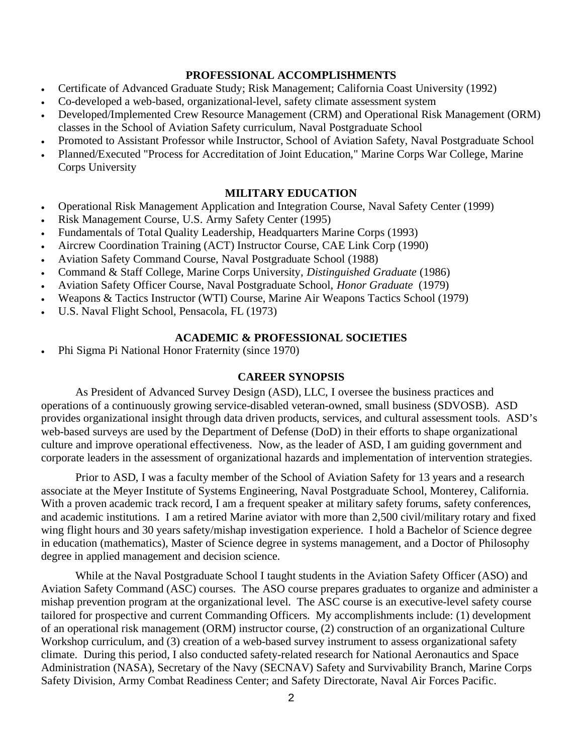## PROFESSIONAL ACCOMPLISHMENTS

- Certificate of Advanced Graduate Study; Risk Management; California Coast University (1992)
- Co-developed a web-based, organizational-level, safety climate assessment system
- Developed/Implemented Crew Resource Management (CRM) and Operational Risk Management (ORM) classes in the School of Aviation Safety curriculum, Naval Postgraduate School
- Promoted to Assistant Professor while Instructor, School of Aviation Safety, Naval Postgraduate School
- Planned/Executed "Process for Accreditation of Joint Education," Marine Corps War College, Marine Corps University

## MILITARY EDUCATION

- Operational Risk Management Application and Integration Course, Naval Safety Center (1999)
- Risk Management Course, U.S. Army Safety Center (1995)
- Fundamentals of Total Quality Leadership, Headquarters Marine Corps (1993)
- Aircrew Coordination Training (ACT) Instructor Course, CAE Link Corp (1990)
- Aviation Safety Command Course, Naval Postgraduate School (1988)
- Command & Staff College, Marine Corps University, *Distinguished Graduate* (1986)
- Aviation Safety Officer Course, Naval Postgraduate School, *Honor Graduate* (1979)
- Weapons & Tactics Instructor (WTI) Course, Marine Air Weapons Tactics School (1979)
- U.S. Naval Flight School, Pensacola, FL (1973)

## ACADEMIC & PROFESSIONAL SOCIETIES

- Phi Sigma Pi National Honor Fraternity (since 1970)

## CAREER SYNOPSIS

As President of Advanced Survey Design (ASD), LLC, I oversee the business practices and operations of a continuously growing service-disabled veteran-owned, small business (SDVOSB). ASD provides organizational insight through data driven products, services, and cultural assessment tools. ASD's web-based surveys are used by the Department of Defense (DoD) in their efforts to shape organizational culture and improve operational effectiveness. Now, as the leader of ASD, I am guiding government and corporate leaders in the assessment of organizational hazards and implementation of intervention strategies.

Prior to ASD, I was a faculty member of the School of Aviation Safety for 13 years and a research associate at the Meyer Institute of Systems Engineering, Naval Postgraduate School, Monterey, California. With a proven academic track record, I am a frequent speaker at military safety forums, safety conferences, and academic institutions. I am a retired Marine aviator with more than 2,500 civil/military rotary and fixed wing flight hours and 30 years safety/mishap investigation experience. I hold a Bachelor of Science degree in education (mathematics), Master of Science degree in systems management, and a Doctor of Philosophy degree in applied management and decision science.

While at the Naval Postgraduate School I taught students in the Aviation Safety Officer (ASO) and Aviation Safety Command (ASC) courses. The ASO course prepares graduates to organize and administer a mishap prevention program at the organizational level. The ASC course is an executive-level safety course tailored for prospective and current Commanding Officers. My accomplishments include: (1) development of an operational risk management (ORM) instructor course, (2) construction of an organizational Culture Workshop curriculum, and (3) creation of a web-based survey instrument to assess organizational safety climate. During this period, I also conducted safety-related research for National Aeronautics and Space Administration (NASA), Secretary of the Navy (SECNAV) Safety and Survivability Branch, Marine Corps Safety Division, Army Combat Readiness Center; and Safety Directorate, Naval Air Forces Pacific.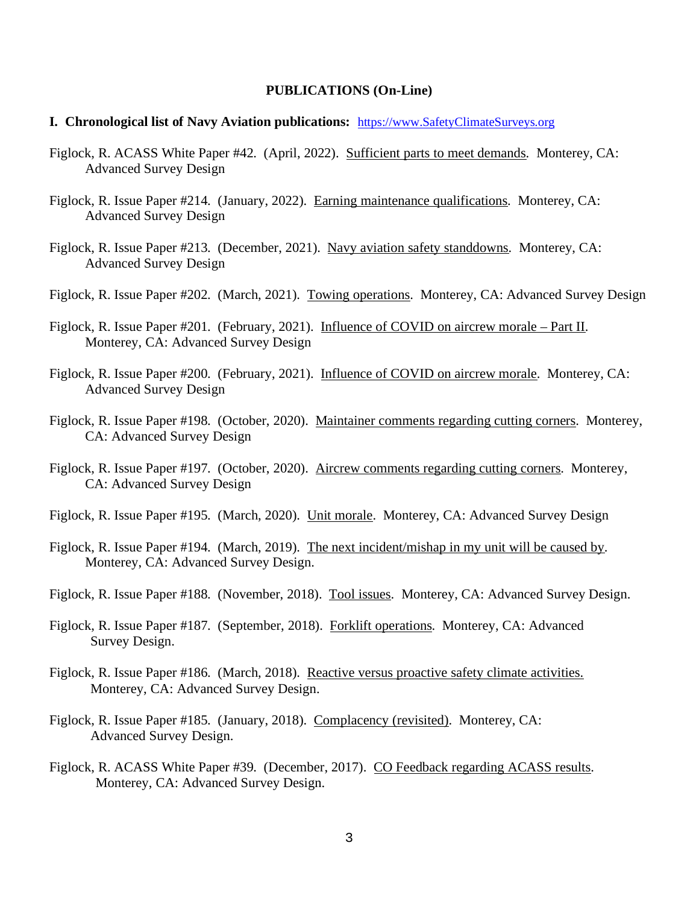## PUBLICATIONS (On-Line)

**I. Chronological list of Navy Aviation publications:** https://www.SafetyClimateSurveys.org

Figlock, R. ACASS White Paper #42. (April, 2022). Sufficient parts to meet demands. Monterey, CA: Advanced Survey Design

Figlock, R. Issue Paper #214. (January, 2022). Earning maintenance qualifications. Monterey, CA: Advanced Survey Design

Figlock, R. Issue Paper #213. (December, 2021). Navy aviation safety standdowns. Monterey, CA: Advanced Survey Design

Figlock, R. Issue Paper #202. (March, 2021). Towing operations. Monterey, CA: Advanced Survey Design

Figlock, R. Issue Paper #201. (February, 2021). Influence of COVID on aircrew morale – Part II. Monterey, CA: Advanced Survey Design

Figlock, R. Issue Paper #200. (February, 2021). Influence of COVID on aircrew morale. Monterey, CA: Advanced Survey Design

Figlock, R. Issue Paper #198. (October, 2020). Maintainer comments regarding cutting corners. Monterey, CA: Advanced Survey Design

Figlock, R. Issue Paper #197. (October, 2020). Aircrew comments regarding cutting corners. Monterey, CA: Advanced Survey Design

Figlock, R. Issue Paper #195. (March, 2020). Unit morale. Monterey, CA: Advanced Survey Design

Figlock, R. Issue Paper #194. (March, 2019). The next incident/mishap in my unit will be caused by. Monterey, CA: Advanced Survey Design.

Figlock, R. Issue Paper #188. (November, 2018). Tool issues. Monterey, CA: Advanced Survey Design.

Figlock, R. Issue Paper #187. (September, 2018). Forklift operations. Monterey, CA: Advanced Survey Design.

Figlock, R. Issue Paper #186. (March, 2018). Reactive versus proactive safety climate activities. Monterey, CA: Advanced Survey Design.

Figlock, R. Issue Paper #185. (January, 2018). Complacency (revisited). Monterey, CA: Advanced Survey Design.

Figlock, R. ACASS White Paper #39. (December, 2017). CO Feedback regarding ACASS results. Monterey, CA: Advanced Survey Design.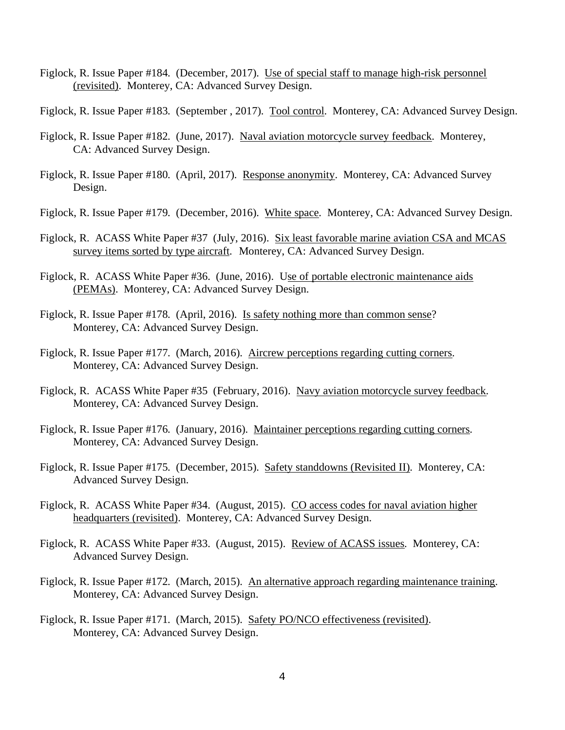Figlock, R. Issue Paper #184. (December, 2017). Use of special staff to manage high-risk personnel (revisited). Monterey, CA: Advanced Survey Design.

Figlock, R. Issue Paper #183. (September , 2017). Tool control. Monterey, CA: Advanced Survey Design.

Figlock, R. Issue Paper #182. (June, 2017). Naval aviation motorcycle survey feedback. Monterey, CA: Advanced Survey Design.

Figlock, R. Issue Paper #180. (April, 2017). Response anonymity. Monterey, CA: Advanced Survey Design.

Figlock, R. Issue Paper #179. (December, 2016). White space. Monterey, CA: Advanced Survey Design.

Figlock, R. ACASS White Paper #37 (July, 2016). Six least favorable marine aviation CSA and MCAS survey items sorted by type aircraft. Monterey, CA: Advanced Survey Design.

Figlock, R. ACASS White Paper #36. (June, 2016). Use of portable electronic maintenance aids (PEMAs). Monterey, CA: Advanced Survey Design.

Figlock, R. Issue Paper #178. (April, 2016). Is safety nothing more than common sense? Monterey, CA: Advanced Survey Design.

Figlock, R. Issue Paper #177. (March, 2016). Aircrew perceptions regarding cutting corners. Monterey, CA: Advanced Survey Design.

Figlock, R. ACASS White Paper #35 (February, 2016). Navy aviation motorcycle survey feedback. Monterey, CA: Advanced Survey Design.

Figlock, R. Issue Paper #176. (January, 2016). Maintainer perceptions regarding cutting corners. Monterey, CA: Advanced Survey Design.

Figlock, R. Issue Paper #175. (December, 2015). Safety standdowns (Revisited II). Monterey, CA: Advanced Survey Design.

Figlock, R. ACASS White Paper #34. (August, 2015). CO access codes for naval aviation higher headquarters (revisited). Monterey, CA: Advanced Survey Design.

Figlock, R. ACASS White Paper #33. (August, 2015). Review of ACASS issues. Monterey, CA: Advanced Survey Design.

Figlock, R. Issue Paper #172. (March, 2015). An alternative approach regarding maintenance training. Monterey, CA: Advanced Survey Design.

Figlock, R. Issue Paper #171. (March, 2015). Safety PO/NCO effectiveness (revisited). Monterey, CA: Advanced Survey Design.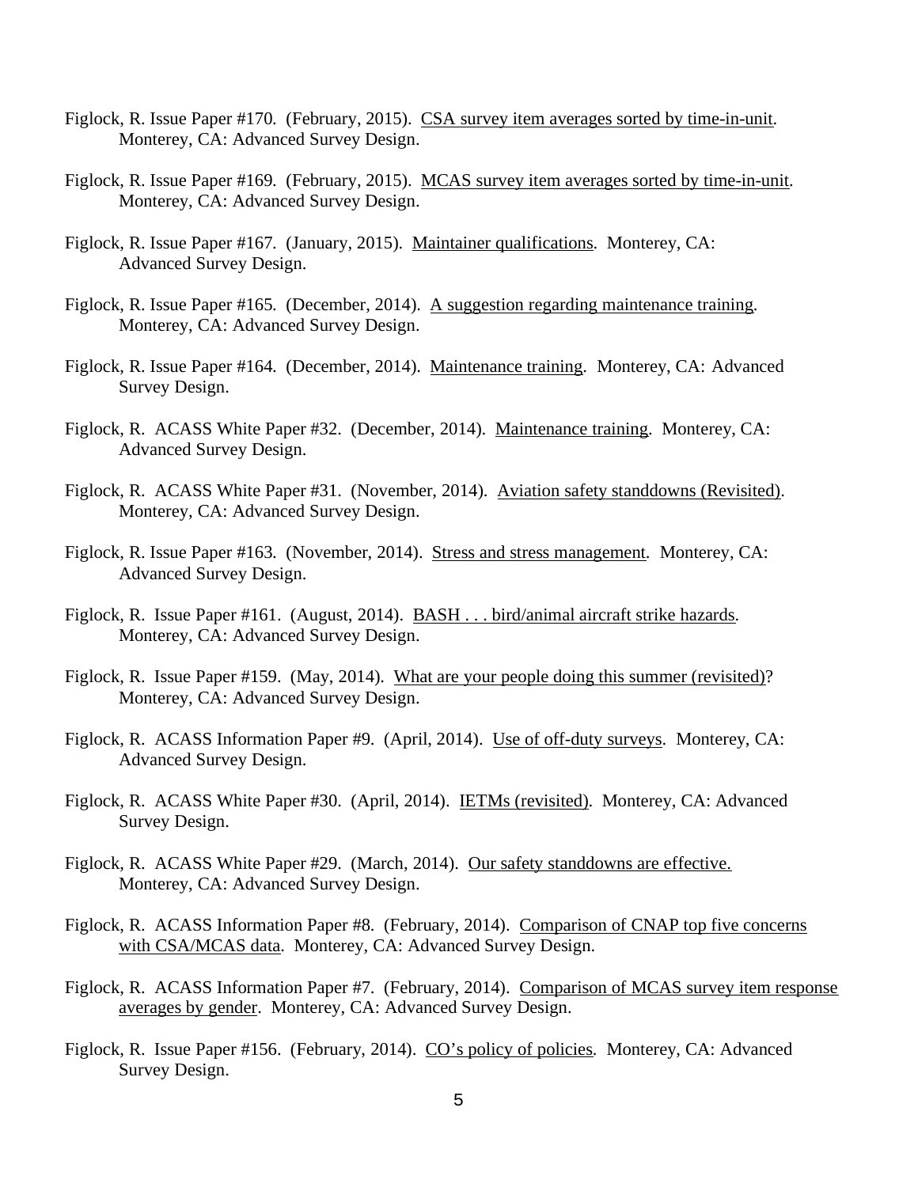Figlock, R. Issue Paper #170. (February, 2015). <u>CSA survey item averages sorted by time-in-unit</u>. Monterey, CA: Advanced Survey Design.

Figlock, R. Issue Paper #169. (February, 2015). <u>MCAS survey item averages sorted by time-in-unit</u>. Monterey, CA: Advanced Survey Design.

Figlock, R. Issue Paper #167. (January, 2015). <u>Maintainer qualifications</u>. Monterey, CA: Advanced Survey Design.

Figlock, R. Issue Paper #165. (December, 2014). <u>A suggestion regarding maintenance training</u>. Monterey, CA: Advanced Survey Design.

Figlock, R. Issue Paper #164. (December, 2014). <u>Maintenance training</u>. Monterey, CA: Advanced Survey Design.

Figlock, R. ACASS White Paper #32. (December, 2014). <u>Maintenance training</u>. Monterey, CA: Advanced Survey Design.

Figlock, R. ACASS White Paper #31. (November, 2014). <u>Aviation safety standdowns (Revisited)</u>. Monterey, CA: Advanced Survey Design.

Figlock, R. Issue Paper #163. (November, 2014). <u>Stress and stress management</u>. Monterey, CA: Advanced Survey Design.

Figlock, R. Issue Paper #161. (August, 2014). <u>BASH . . . bird/animal aircraft strike hazards</u>. Monterey, CA: Advanced Survey Design.

Figlock, R. Issue Paper #159. (May, 2014). <u>What are your people doing this summer (revisited)</u>? Monterey, CA: Advanced Survey Design.

Figlock, R. ACASS Information Paper #9. (April, 2014). <u>Use of off-duty surveys</u>. Monterey, CA: Advanced Survey Design.

Figlock, R. ACASS White Paper #30. (April, 2014). <u>IETMs (revisited)</u>. Monterey, CA: Advanced Survey Design.

Figlock, R. ACASS White Paper #29. (March, 2014). <u>Our safety standdowns are effective.</u> Monterey, CA: Advanced Survey Design.

Figlock, R. ACASS Information Paper #8. (February, 2014). <u>Comparison of CNAP top five concerns with CSA/MCAS data</u>. Monterey, CA: Advanced Survey Design.

Figlock, R. ACASS Information Paper #7. (February, 2014). <u>Comparison of MCAS survey item response averages by gender</u>. Monterey, CA: Advanced Survey Design.

Figlock, R. Issue Paper #156. (February, 2014). <u>CO's policy of policies</u>. Monterey, CA: Advanced Survey Design.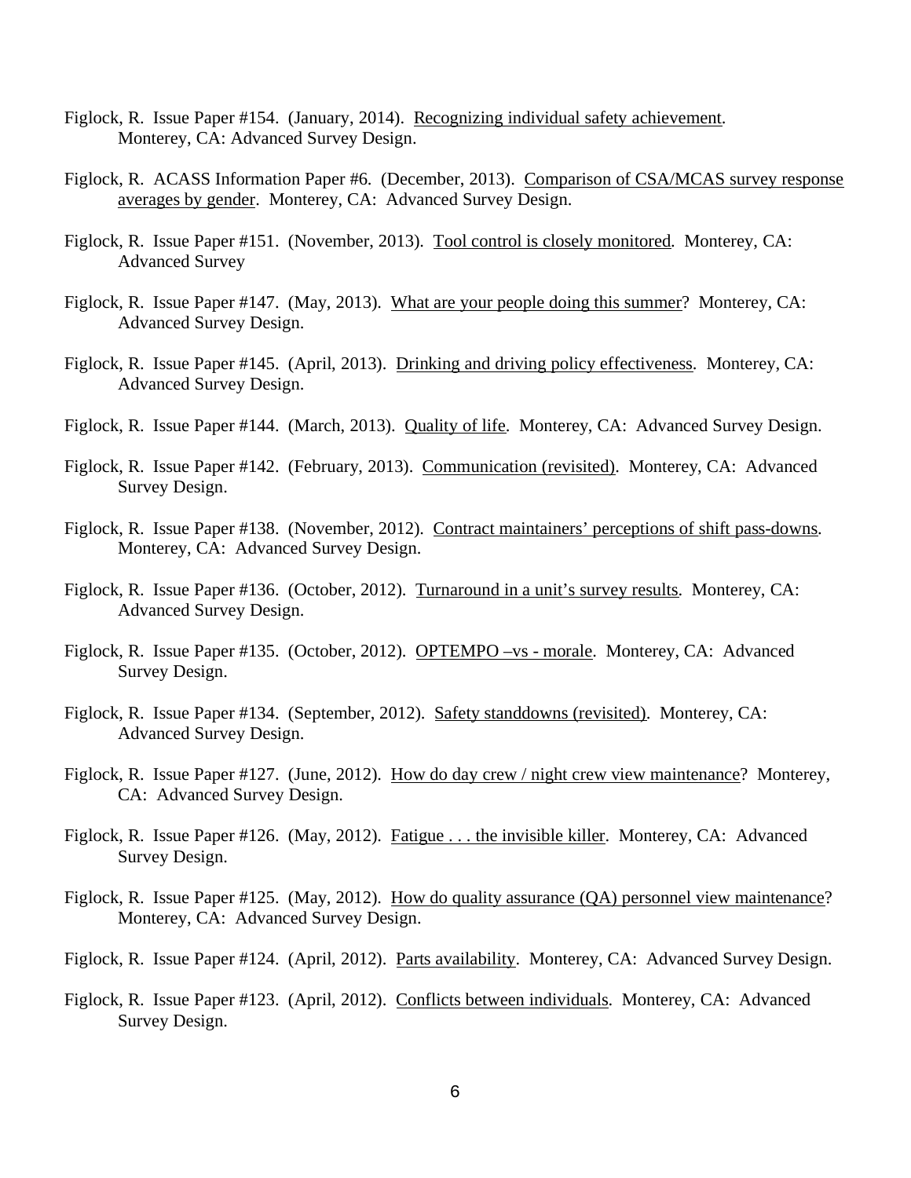Figlock, R. Issue Paper #154. (January, 2014). <u>Recognizing individual safety achievement</u>. Monterey, CA: Advanced Survey Design.

Figlock, R. ACASS Information Paper #6. (December, 2013). <u>Comparison of CSA/MCAS survey response averages by gender</u>. Monterey, CA: Advanced Survey Design.

Figlock, R. Issue Paper #151. (November, 2013). <u>Tool control is closely monitored</u>. Monterey, CA: Advanced Survey

Figlock, R. Issue Paper #147. (May, 2013). <u>What are your people doing this summer</u>? Monterey, CA: Advanced Survey Design.

Figlock, R. Issue Paper #145. (April, 2013). <u>Drinking and driving policy effectiveness</u>. Monterey, CA: Advanced Survey Design.

Figlock, R. Issue Paper #144. (March, 2013). <u>Quality of life</u>. Monterey, CA: Advanced Survey Design.

Figlock, R. Issue Paper #142. (February, 2013). <u>Communication (revisited)</u>. Monterey, CA: Advanced Survey Design.

Figlock, R. Issue Paper #138. (November, 2012). <u>Contract maintainers' perceptions of shift pass-downs</u>. Monterey, CA: Advanced Survey Design.

Figlock, R. Issue Paper #136. (October, 2012). <u>Turnaround in a unit's survey results</u>. Monterey, CA: Advanced Survey Design.

Figlock, R. Issue Paper #135. (October, 2012). <u>OPTEMPO –vs - morale</u>. Monterey, CA: Advanced Survey Design.

Figlock, R. Issue Paper #134. (September, 2012). <u>Safety standdowns (revisited)</u>. Monterey, CA: Advanced Survey Design.

Figlock, R. Issue Paper #127. (June, 2012). <u>How do day crew / night crew view maintenance</u>? Monterey, CA: Advanced Survey Design.

Figlock, R. Issue Paper #126. (May, 2012). <u>Fatigue . . . the invisible killer</u>. Monterey, CA: Advanced Survey Design.

Figlock, R. Issue Paper #125. (May, 2012). <u>How do quality assurance (QA) personnel view maintenance</u>? Monterey, CA: Advanced Survey Design.

Figlock, R. Issue Paper #124. (April, 2012). <u>Parts availability</u>. Monterey, CA: Advanced Survey Design.

Figlock, R. Issue Paper #123. (April, 2012). <u>Conflicts between individuals</u>. Monterey, CA: Advanced Survey Design.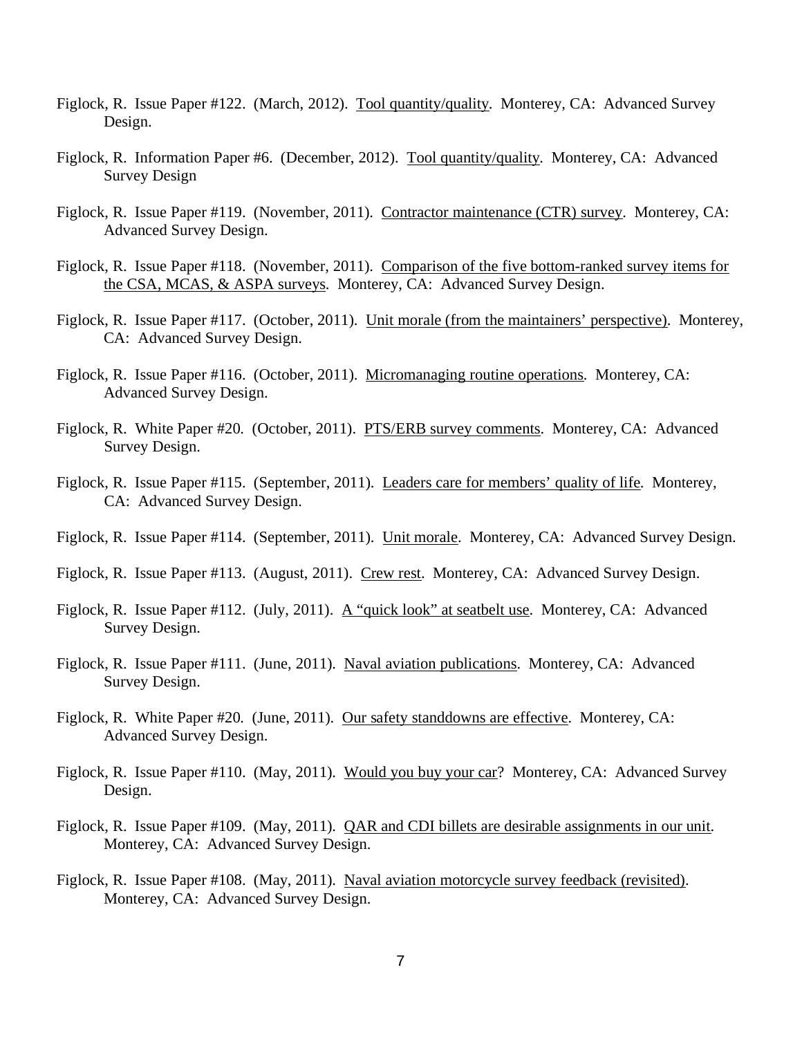Figlock, R. Issue Paper #122. (March, 2012). <u>Tool quantity/quality</u>. Monterey, CA: Advanced Survey Design.

Figlock, R. Information Paper #6. (December, 2012). <u>Tool quantity/quality</u>. Monterey, CA: Advanced Survey Design

Figlock, R. Issue Paper #119. (November, 2011). <u>Contractor maintenance (CTR) survey</u>. Monterey, CA: Advanced Survey Design.

Figlock, R. Issue Paper #118. (November, 2011). <u>Comparison of the five bottom-ranked survey items for the CSA, MCAS, & ASPA surveys</u>. Monterey, CA: Advanced Survey Design.

Figlock, R. Issue Paper #117. (October, 2011). <u>Unit morale (from the maintainers' perspective)</u>. Monterey, CA: Advanced Survey Design.

Figlock, R. Issue Paper #116. (October, 2011). <u>Micromanaging routine operations</u>. Monterey, CA: Advanced Survey Design.

Figlock, R. White Paper #20. (October, 2011). <u>PTS/ERB survey comments</u>. Monterey, CA: Advanced Survey Design.

Figlock, R. Issue Paper #115. (September, 2011). <u>Leaders care for members' quality of life</u>. Monterey, CA: Advanced Survey Design.

Figlock, R. Issue Paper #114. (September, 2011). <u>Unit morale</u>. Monterey, CA: Advanced Survey Design.

Figlock, R. Issue Paper #113. (August, 2011). <u>Crew rest</u>. Monterey, CA: Advanced Survey Design.

Figlock, R. Issue Paper #112. (July, 2011). <u>A "quick look" at seatbelt use</u>. Monterey, CA: Advanced Survey Design.

Figlock, R. Issue Paper #111. (June, 2011). <u>Naval aviation publications</u>. Monterey, CA: Advanced Survey Design.

Figlock, R. White Paper #20. (June, 2011). <u>Our safety standdowns are effective</u>. Monterey, CA: Advanced Survey Design.

Figlock, R. Issue Paper #110. (May, 2011). <u>Would you buy your car</u>? Monterey, CA: Advanced Survey Design.

Figlock, R. Issue Paper #109. (May, 2011). <u>QAR and CDI billets are desirable assignments in our unit</u>. Monterey, CA: Advanced Survey Design.

Figlock, R. Issue Paper #108. (May, 2011). <u>Naval aviation motorcycle survey feedback (revisited)</u>. Monterey, CA: Advanced Survey Design.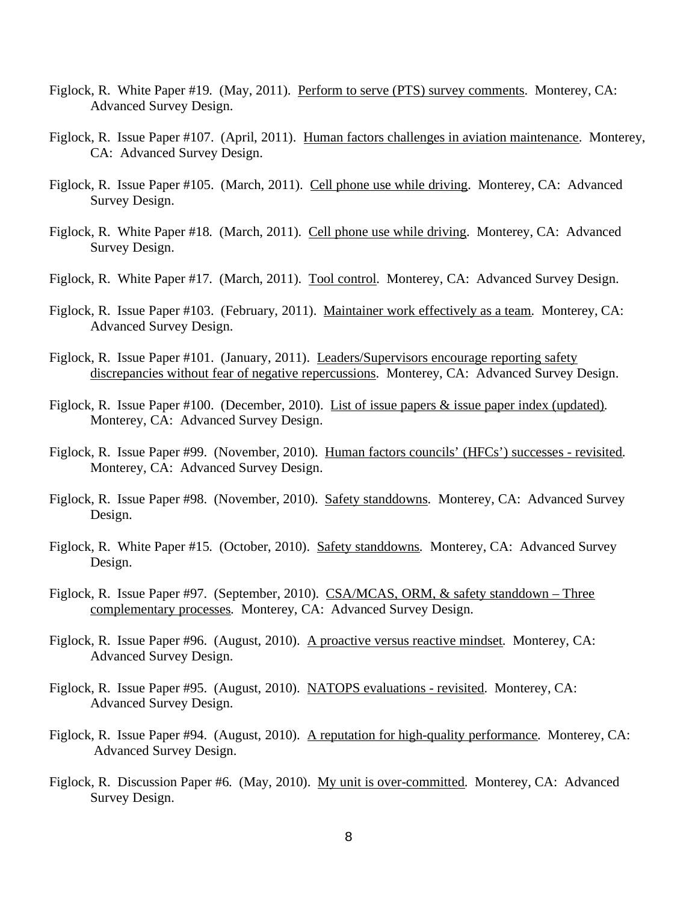Figlock, R. White Paper #19. (May, 2011). Perform to serve (PTS) survey comments. Monterey, CA: Advanced Survey Design.

Figlock, R. Issue Paper #107. (April, 2011). Human factors challenges in aviation maintenance. Monterey, CA: Advanced Survey Design.

Figlock, R. Issue Paper #105. (March, 2011). Cell phone use while driving. Monterey, CA: Advanced Survey Design.

Figlock, R. White Paper #18. (March, 2011). Cell phone use while driving. Monterey, CA: Advanced Survey Design.

Figlock, R. White Paper #17. (March, 2011). Tool control. Monterey, CA: Advanced Survey Design.

Figlock, R. Issue Paper #103. (February, 2011). Maintainer work effectively as a team. Monterey, CA: Advanced Survey Design.

Figlock, R. Issue Paper #101. (January, 2011). Leaders/Supervisors encourage reporting safety discrepancies without fear of negative repercussions. Monterey, CA: Advanced Survey Design.

Figlock, R. Issue Paper #100. (December, 2010). List of issue papers & issue paper index (updated). Monterey, CA: Advanced Survey Design.

Figlock, R. Issue Paper #99. (November, 2010). Human factors councils' (HFCs') successes - revisited. Monterey, CA: Advanced Survey Design.

Figlock, R. Issue Paper #98. (November, 2010). Safety standdowns. Monterey, CA: Advanced Survey Design.

Figlock, R. White Paper #15. (October, 2010). Safety standdowns. Monterey, CA: Advanced Survey Design.

Figlock, R. Issue Paper #97. (September, 2010). CSA/MCAS, ORM, & safety standdown – Three complementary processes. Monterey, CA: Advanced Survey Design.

Figlock, R. Issue Paper #96. (August, 2010). A proactive versus reactive mindset. Monterey, CA: Advanced Survey Design.

Figlock, R. Issue Paper #95. (August, 2010). NATOPS evaluations - revisited. Monterey, CA: Advanced Survey Design.

Figlock, R. Issue Paper #94. (August, 2010). A reputation for high-quality performance. Monterey, CA: Advanced Survey Design.

Figlock, R. Discussion Paper #6. (May, 2010). My unit is over-committed. Monterey, CA: Advanced Survey Design.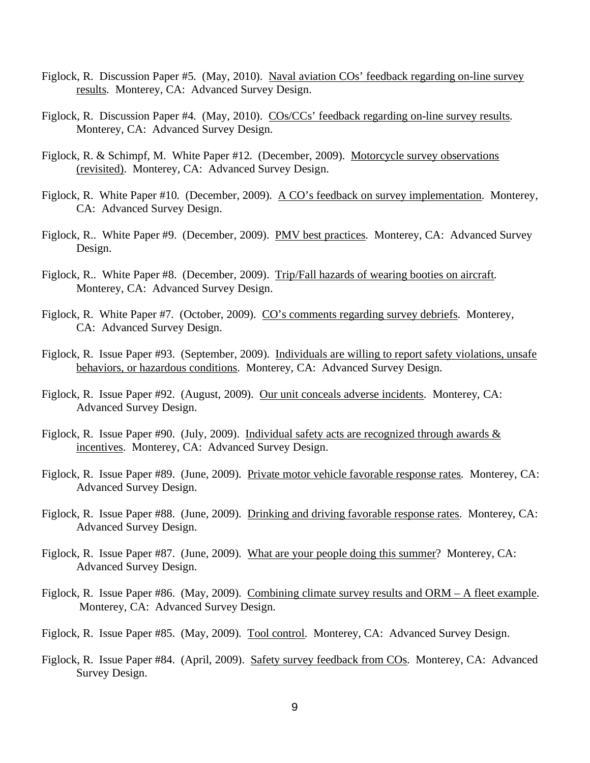Figlock, R. Discussion Paper #5. (May, 2010). Naval aviation COs' feedback regarding on-line survey results. Monterey, CA: Advanced Survey Design.

Figlock, R. Discussion Paper #4. (May, 2010). COs/CCs' feedback regarding on-line survey results. Monterey, CA: Advanced Survey Design.

Figlock, R. & Schimpf, M. White Paper #12. (December, 2009). Motorcycle survey observations (revisited). Monterey, CA: Advanced Survey Design.

Figlock, R. White Paper #10. (December, 2009). A CO's feedback on survey implementation. Monterey, CA: Advanced Survey Design.

Figlock, R.. White Paper #9. (December, 2009). PMV best practices. Monterey, CA: Advanced Survey Design.

Figlock, R.. White Paper #8. (December, 2009). Trip/Fall hazards of wearing booties on aircraft. Monterey, CA: Advanced Survey Design.

Figlock, R. White Paper #7. (October, 2009). CO's comments regarding survey debriefs. Monterey, CA: Advanced Survey Design.

Figlock, R. Issue Paper #93. (September, 2009). Individuals are willing to report safety violations, unsafe behaviors, or hazardous conditions. Monterey, CA: Advanced Survey Design.

Figlock, R. Issue Paper #92. (August, 2009). Our unit conceals adverse incidents. Monterey, CA: Advanced Survey Design.

Figlock, R. Issue Paper #90. (July, 2009). Individual safety acts are recognized through awards & incentives. Monterey, CA: Advanced Survey Design.

Figlock, R. Issue Paper #89. (June, 2009). Private motor vehicle favorable response rates. Monterey, CA: Advanced Survey Design.

Figlock, R. Issue Paper #88. (June, 2009). Drinking and driving favorable response rates. Monterey, CA: Advanced Survey Design.

Figlock, R. Issue Paper #87. (June, 2009). What are your people doing this summer? Monterey, CA: Advanced Survey Design.

Figlock, R. Issue Paper #86. (May, 2009). Combining climate survey results and ORM – A fleet example. Monterey, CA: Advanced Survey Design.

Figlock, R. Issue Paper #85. (May, 2009). Tool control. Monterey, CA: Advanced Survey Design.

Figlock, R. Issue Paper #84. (April, 2009). Safety survey feedback from COs. Monterey, CA: Advanced Survey Design.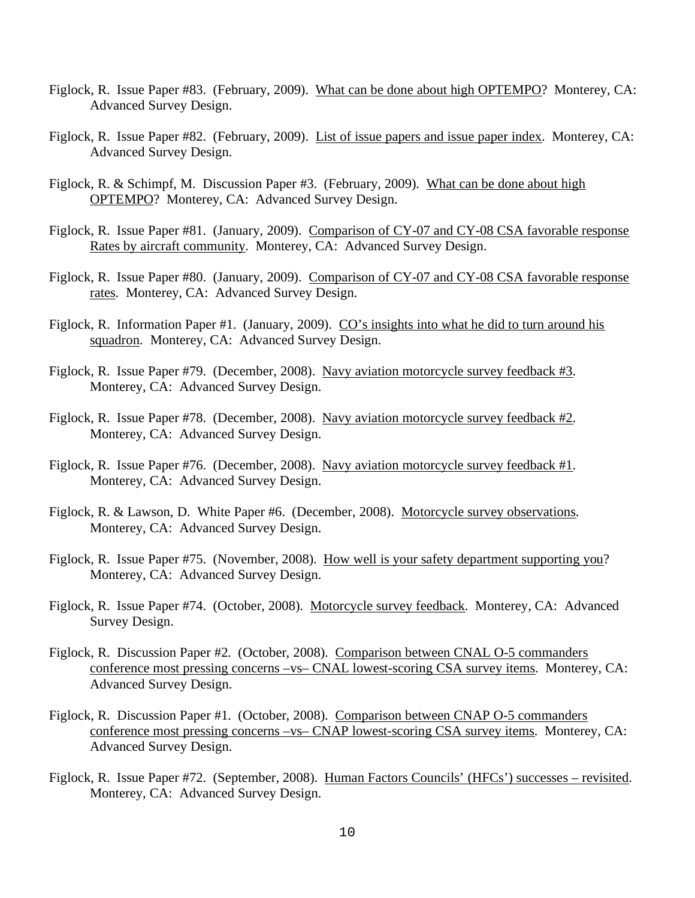Figlock, R. Issue Paper #83. (February, 2009). <u>What can be done about high OPTEMPO</u>? Monterey, CA: Advanced Survey Design.

Figlock, R. Issue Paper #82. (February, 2009). <u>List of issue papers and issue paper index</u>. Monterey, CA: Advanced Survey Design.

Figlock, R. & Schimpf, M. Discussion Paper #3. (February, 2009). <u>What can be done about high OPTEMPO</u>? Monterey, CA: Advanced Survey Design.

Figlock, R. Issue Paper #81. (January, 2009). <u>Comparison of CY-07 and CY-08 CSA favorable response Rates by aircraft community</u>. Monterey, CA: Advanced Survey Design.

Figlock, R. Issue Paper #80. (January, 2009). <u>Comparison of CY-07 and CY-08 CSA favorable response rates</u>. Monterey, CA: Advanced Survey Design.

Figlock, R. Information Paper #1. (January, 2009). <u>CO's insights into what he did to turn around his squadron</u>. Monterey, CA: Advanced Survey Design.

Figlock, R. Issue Paper #79. (December, 2008). <u>Navy aviation motorcycle survey feedback #3</u>. Monterey, CA: Advanced Survey Design.

Figlock, R. Issue Paper #78. (December, 2008). <u>Navy aviation motorcycle survey feedback #2</u>. Monterey, CA: Advanced Survey Design.

Figlock, R. Issue Paper #76. (December, 2008). <u>Navy aviation motorcycle survey feedback #1</u>. Monterey, CA: Advanced Survey Design.

Figlock, R. & Lawson, D. White Paper #6. (December, 2008). <u>Motorcycle survey observations</u>. Monterey, CA: Advanced Survey Design.

Figlock, R. Issue Paper #75. (November, 2008). <u>How well is your safety department supporting you</u>? Monterey, CA: Advanced Survey Design.

Figlock, R. Issue Paper #74. (October, 2008). <u>Motorcycle survey feedback</u>. Monterey, CA: Advanced Survey Design.

Figlock, R. Discussion Paper #2. (October, 2008). <u>Comparison between CNAL O-5 commanders conference most pressing concerns –vs– CNAL lowest-scoring CSA survey items</u>. Monterey, CA: Advanced Survey Design.

Figlock, R. Discussion Paper #1. (October, 2008). <u>Comparison between CNAP O-5 commanders conference most pressing concerns –vs– CNAP lowest-scoring CSA survey items</u>. Monterey, CA: Advanced Survey Design.

Figlock, R. Issue Paper #72. (September, 2008). <u>Human Factors Councils' (HFCs') successes – revisited</u>. Monterey, CA: Advanced Survey Design.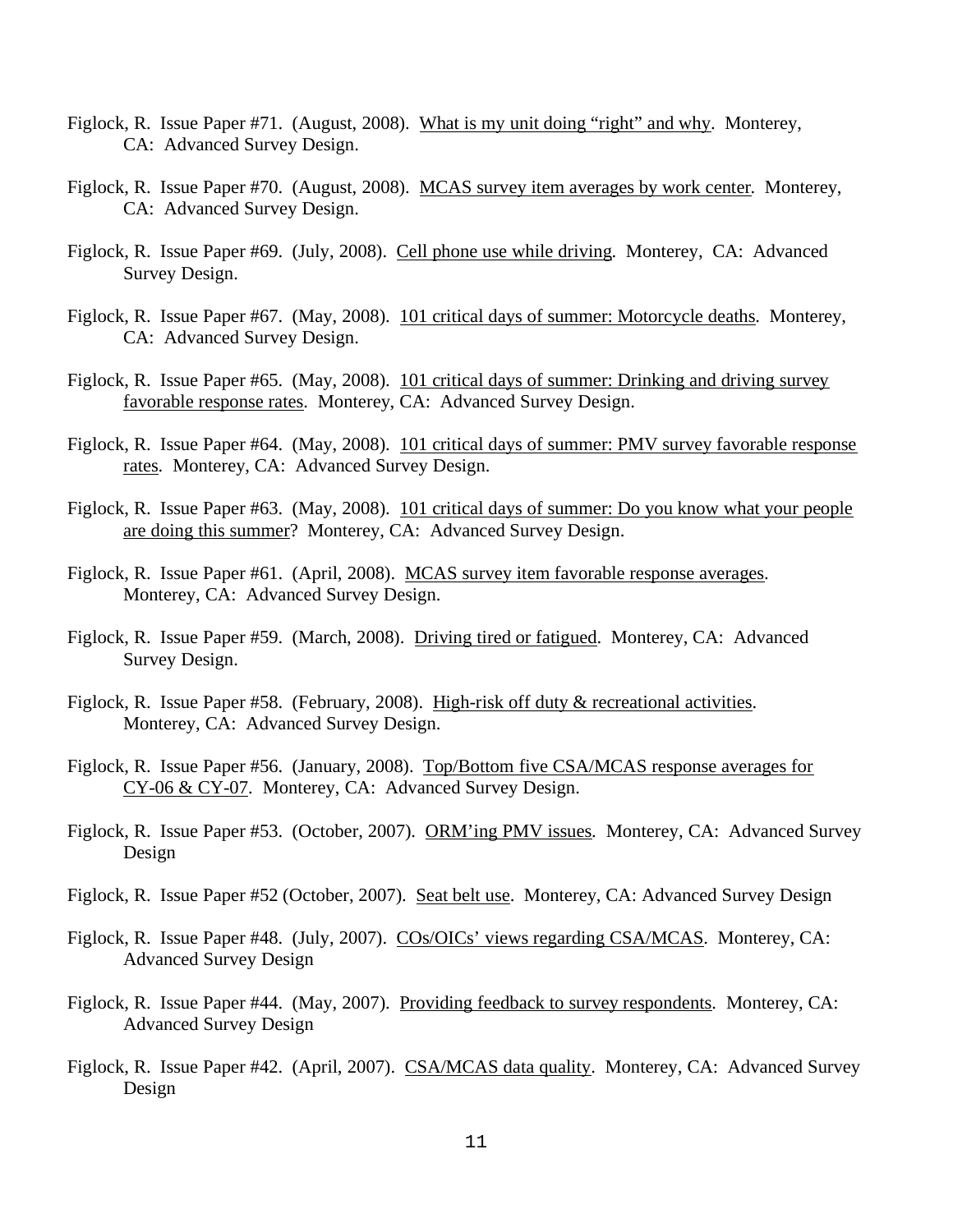Figlock, R. Issue Paper #71. (August, 2008). What is my unit doing "right" and why. Monterey, CA: Advanced Survey Design.

Figlock, R. Issue Paper #70. (August, 2008). MCAS survey item averages by work center. Monterey, CA: Advanced Survey Design.

Figlock, R. Issue Paper #69. (July, 2008). Cell phone use while driving. Monterey, CA: Advanced Survey Design.

Figlock, R. Issue Paper #67. (May, 2008). 101 critical days of summer: Motorcycle deaths. Monterey, CA: Advanced Survey Design.

Figlock, R. Issue Paper #65. (May, 2008). 101 critical days of summer: Drinking and driving survey favorable response rates. Monterey, CA: Advanced Survey Design.

Figlock, R. Issue Paper #64. (May, 2008). 101 critical days of summer: PMV survey favorable response rates. Monterey, CA: Advanced Survey Design.

Figlock, R. Issue Paper #63. (May, 2008). 101 critical days of summer: Do you know what your people are doing this summer? Monterey, CA: Advanced Survey Design.

Figlock, R. Issue Paper #61. (April, 2008). MCAS survey item favorable response averages. Monterey, CA: Advanced Survey Design.

Figlock, R. Issue Paper #59. (March, 2008). Driving tired or fatigued. Monterey, CA: Advanced Survey Design.

Figlock, R. Issue Paper #58. (February, 2008). High-risk off duty & recreational activities. Monterey, CA: Advanced Survey Design.

Figlock, R. Issue Paper #56. (January, 2008). Top/Bottom five CSA/MCAS response averages for CY-06 & CY-07. Monterey, CA: Advanced Survey Design.

Figlock, R. Issue Paper #53. (October, 2007). ORM'ing PMV issues. Monterey, CA: Advanced Survey Design

Figlock, R. Issue Paper #52 (October, 2007). Seat belt use. Monterey, CA: Advanced Survey Design

Figlock, R. Issue Paper #48. (July, 2007). COs/OICs' views regarding CSA/MCAS. Monterey, CA: Advanced Survey Design

Figlock, R. Issue Paper #44. (May, 2007). Providing feedback to survey respondents. Monterey, CA: Advanced Survey Design

Figlock, R. Issue Paper #42. (April, 2007). CSA/MCAS data quality. Monterey, CA: Advanced Survey Design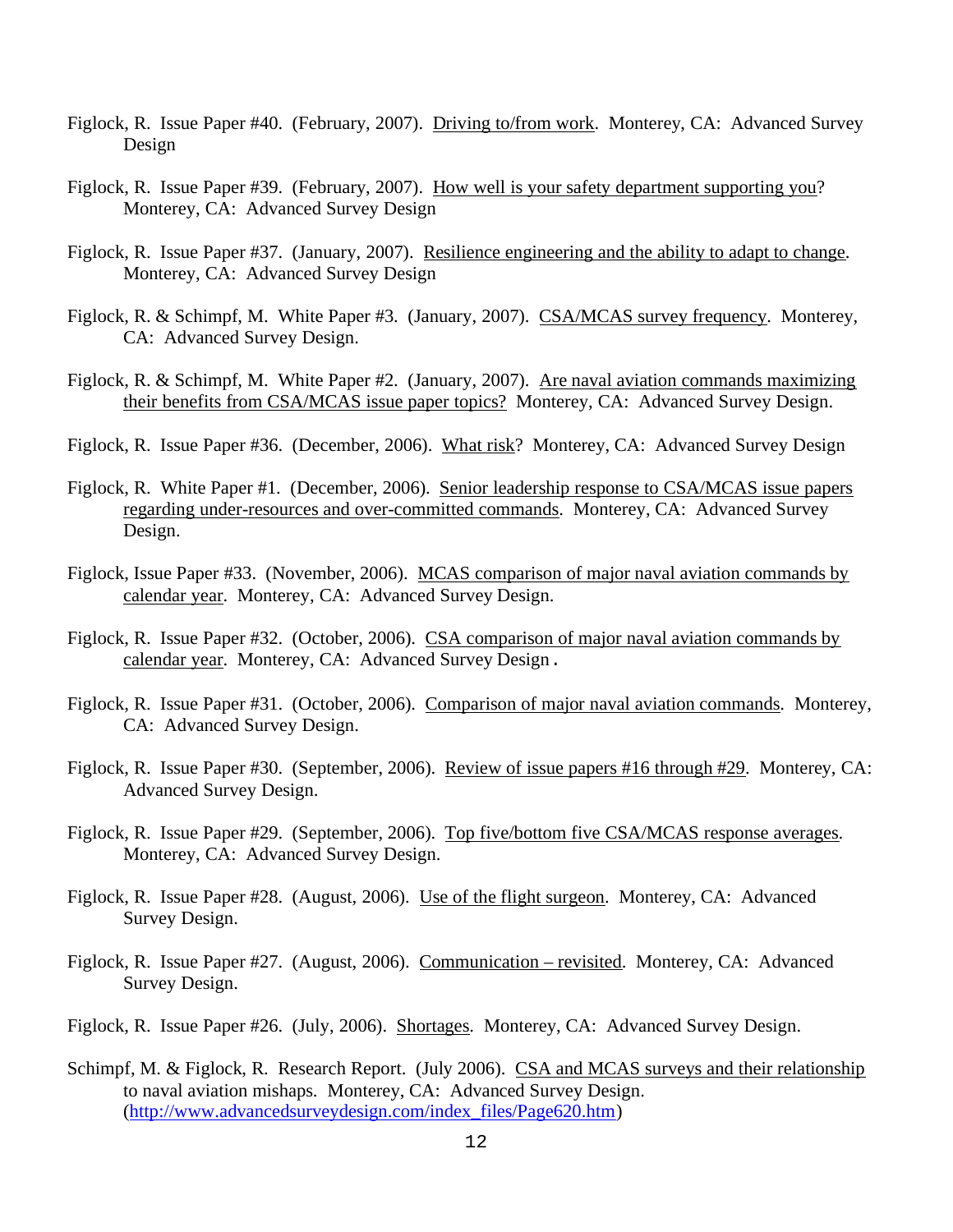Figlock, R. Issue Paper #40. (February, 2007). Driving to/from work. Monterey, CA: Advanced Survey Design

Figlock, R. Issue Paper #39. (February, 2007). How well is your safety department supporting you? Monterey, CA: Advanced Survey Design

Figlock, R. Issue Paper #37. (January, 2007). Resilience engineering and the ability to adapt to change. Monterey, CA: Advanced Survey Design

Figlock, R. & Schimpf, M. White Paper #3. (January, 2007). CSA/MCAS survey frequency. Monterey, CA: Advanced Survey Design.

Figlock, R. & Schimpf, M. White Paper #2. (January, 2007). Are naval aviation commands maximizing their benefits from CSA/MCAS issue paper topics? Monterey, CA: Advanced Survey Design.

Figlock, R. Issue Paper #36. (December, 2006). What risk? Monterey, CA: Advanced Survey Design

Figlock, R. White Paper #1. (December, 2006). Senior leadership response to CSA/MCAS issue papers regarding under-resources and over-committed commands. Monterey, CA: Advanced Survey Design.

Figlock, Issue Paper #33. (November, 2006). MCAS comparison of major naval aviation commands by calendar year. Monterey, CA: Advanced Survey Design.

Figlock, R. Issue Paper #32. (October, 2006). CSA comparison of major naval aviation commands by calendar year. Monterey, CA: Advanced Survey Design.

Figlock, R. Issue Paper #31. (October, 2006). Comparison of major naval aviation commands. Monterey, CA: Advanced Survey Design.

Figlock, R. Issue Paper #30. (September, 2006). Review of issue papers #16 through #29. Monterey, CA: Advanced Survey Design.

Figlock, R. Issue Paper #29. (September, 2006). Top five/bottom five CSA/MCAS response averages. Monterey, CA: Advanced Survey Design.

Figlock, R. Issue Paper #28. (August, 2006). Use of the flight surgeon. Monterey, CA: Advanced Survey Design.

Figlock, R. Issue Paper #27. (August, 2006). Communication – revisited. Monterey, CA: Advanced Survey Design.

Figlock, R. Issue Paper #26. (July, 2006). Shortages. Monterey, CA: Advanced Survey Design.

Schimpf, M. & Figlock, R. Research Report. (July 2006). CSA and MCAS surveys and their relationship to naval aviation mishaps. Monterey, CA: Advanced Survey Design. (http://www.advancedsurveydesign.com/index_files/Page620.htm)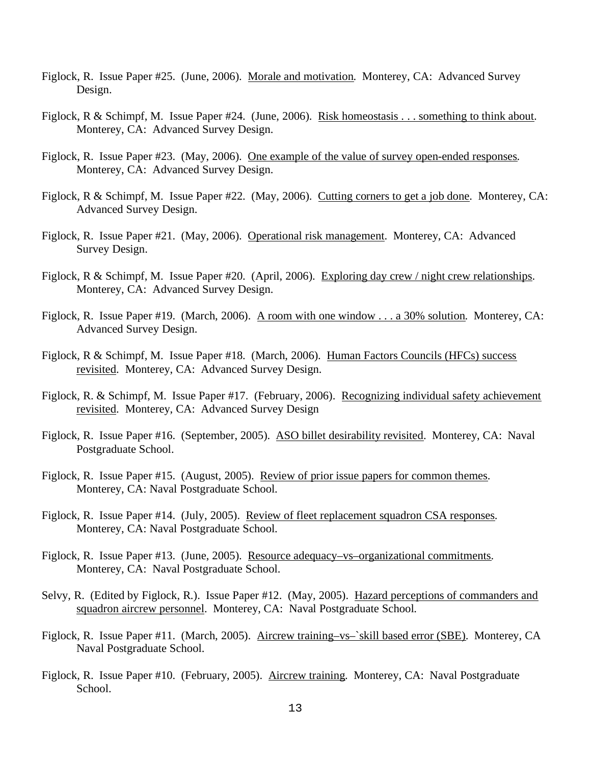Figlock, R. Issue Paper #25. (June, 2006). <u>Morale and motivation</u>. Monterey, CA: Advanced Survey Design.

Figlock, R & Schimpf, M. Issue Paper #24. (June, 2006). <u>Risk homeostasis . . . something to think about</u>. Monterey, CA: Advanced Survey Design.

Figlock, R. Issue Paper #23. (May, 2006). <u>One example of the value of survey open-ended responses</u>. Monterey, CA: Advanced Survey Design.

Figlock, R & Schimpf, M. Issue Paper #22. (May, 2006). <u>Cutting corners to get a job done</u>. Monterey, CA: Advanced Survey Design.

Figlock, R. Issue Paper #21. (May, 2006). <u>Operational risk management</u>. Monterey, CA: Advanced Survey Design.

Figlock, R & Schimpf, M. Issue Paper #20. (April, 2006). <u>Exploring day crew / night crew relationships</u>. Monterey, CA: Advanced Survey Design.

Figlock, R. Issue Paper #19. (March, 2006). <u>A room with one window . . . a 30% solution</u>. Monterey, CA: Advanced Survey Design.

Figlock, R & Schimpf, M. Issue Paper #18. (March, 2006). <u>Human Factors Councils (HFCs) success revisited</u>. Monterey, CA: Advanced Survey Design.

Figlock, R. & Schimpf, M. Issue Paper #17. (February, 2006). <u>Recognizing individual safety achievement revisited</u>. Monterey, CA: Advanced Survey Design

Figlock, R. Issue Paper #16. (September, 2005). <u>ASO billet desirability revisited</u>. Monterey, CA: Naval Postgraduate School.

Figlock, R. Issue Paper #15. (August, 2005). <u>Review of prior issue papers for common themes</u>. Monterey, CA: Naval Postgraduate School.

Figlock, R. Issue Paper #14. (July, 2005). <u>Review of fleet replacement squadron CSA responses</u>. Monterey, CA: Naval Postgraduate School.

Figlock, R. Issue Paper #13. (June, 2005). <u>Resource adequacy–vs–organizational commitments</u>. Monterey, CA: Naval Postgraduate School.

Selvy, R. (Edited by Figlock, R.). Issue Paper #12. (May, 2005). <u>Hazard perceptions of commanders and squadron aircrew personnel</u>. Monterey, CA: Naval Postgraduate School.

Figlock, R. Issue Paper #11. (March, 2005). <u>Aircrew training–vs–`skill based error (SBE)</u>. Monterey, CA Naval Postgraduate School.

Figlock, R. Issue Paper #10. (February, 2005). <u>Aircrew training</u>. Monterey, CA: Naval Postgraduate School.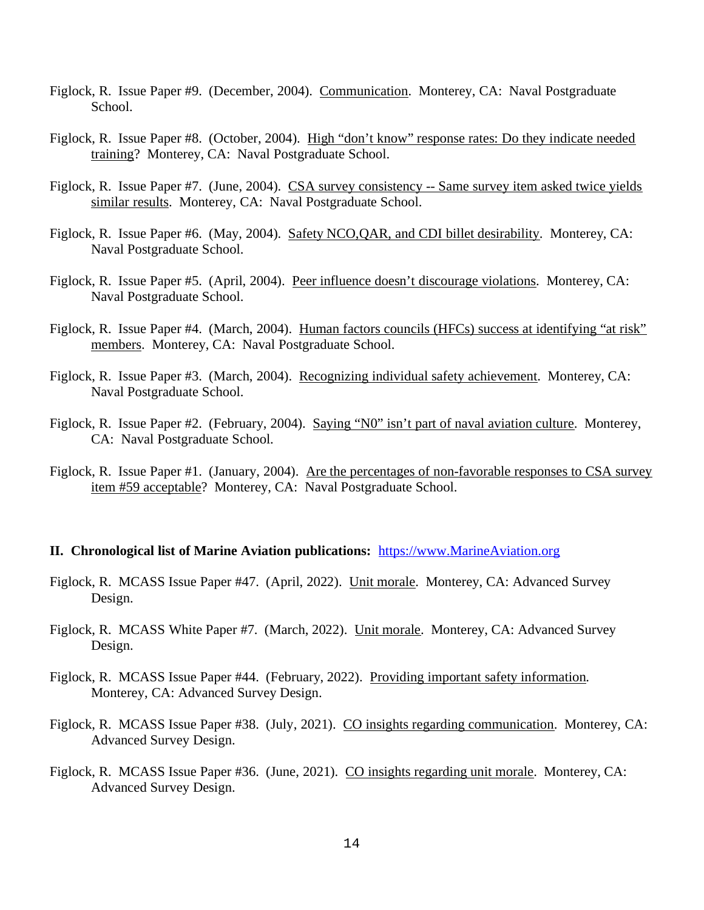Figlock, R. Issue Paper #9. (December, 2004). Communication. Monterey, CA: Naval Postgraduate School.

Figlock, R. Issue Paper #8. (October, 2004). High "don't know" response rates: Do they indicate needed training? Monterey, CA: Naval Postgraduate School.

Figlock, R. Issue Paper #7. (June, 2004). CSA survey consistency -- Same survey item asked twice yields similar results. Monterey, CA: Naval Postgraduate School.

Figlock, R. Issue Paper #6. (May, 2004). Safety NCO,QAR, and CDI billet desirability. Monterey, CA: Naval Postgraduate School.

Figlock, R. Issue Paper #5. (April, 2004). Peer influence doesn't discourage violations. Monterey, CA: Naval Postgraduate School.

Figlock, R. Issue Paper #4. (March, 2004). Human factors councils (HFCs) success at identifying "at risk" members. Monterey, CA: Naval Postgraduate School.

Figlock, R. Issue Paper #3. (March, 2004). Recognizing individual safety achievement. Monterey, CA: Naval Postgraduate School.

Figlock, R. Issue Paper #2. (February, 2004). Saying "N0" isn't part of naval aviation culture. Monterey, CA: Naval Postgraduate School.

Figlock, R. Issue Paper #1. (January, 2004). Are the percentages of non-favorable responses to CSA survey item #59 acceptable? Monterey, CA: Naval Postgraduate School.

**II. Chronological list of Marine Aviation publications:** https://www.MarineAviation.org

Figlock, R. MCASS Issue Paper #47. (April, 2022). Unit morale. Monterey, CA: Advanced Survey Design.

Figlock, R. MCASS White Paper #7. (March, 2022). Unit morale. Monterey, CA: Advanced Survey Design.

Figlock, R. MCASS Issue Paper #44. (February, 2022). Providing important safety information. Monterey, CA: Advanced Survey Design.

Figlock, R. MCASS Issue Paper #38. (July, 2021). CO insights regarding communication. Monterey, CA: Advanced Survey Design.

Figlock, R. MCASS Issue Paper #36. (June, 2021). CO insights regarding unit morale. Monterey, CA: Advanced Survey Design.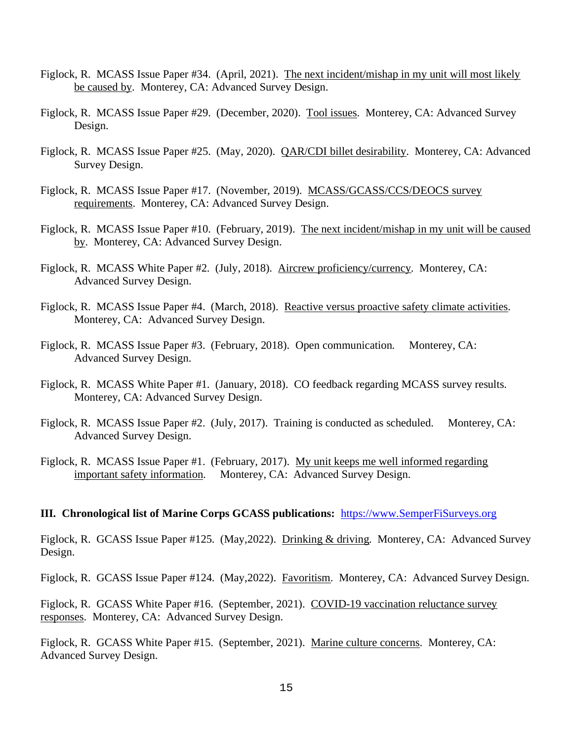Figlock, R. MCASS Issue Paper #34. (April, 2021). The next incident/mishap in my unit will most likely be caused by. Monterey, CA: Advanced Survey Design.

Figlock, R. MCASS Issue Paper #29. (December, 2020). Tool issues. Monterey, CA: Advanced Survey Design.

Figlock, R. MCASS Issue Paper #25. (May, 2020). QAR/CDI billet desirability. Monterey, CA: Advanced Survey Design.

Figlock, R. MCASS Issue Paper #17. (November, 2019). MCASS/GCASS/CCS/DEOCS survey requirements. Monterey, CA: Advanced Survey Design.

Figlock, R. MCASS Issue Paper #10. (February, 2019). The next incident/mishap in my unit will be caused by. Monterey, CA: Advanced Survey Design.

Figlock, R. MCASS White Paper #2. (July, 2018). Aircrew proficiency/currency. Monterey, CA: Advanced Survey Design.

Figlock, R. MCASS Issue Paper #4. (March, 2018). Reactive versus proactive safety climate activities. Monterey, CA: Advanced Survey Design.

Figlock, R. MCASS Issue Paper #3. (February, 2018). Open communication. Monterey, CA: Advanced Survey Design.

Figlock, R. MCASS White Paper #1. (January, 2018). CO feedback regarding MCASS survey results. Monterey, CA: Advanced Survey Design.

Figlock, R. MCASS Issue Paper #2. (July, 2017). Training is conducted as scheduled. Monterey, CA: Advanced Survey Design.

Figlock, R. MCASS Issue Paper #1. (February, 2017). My unit keeps me well informed regarding important safety information. Monterey, CA: Advanced Survey Design.

**III. Chronological list of Marine Corps GCASS publications:** https://www.SemperFiSurveys.org

Figlock, R. GCASS Issue Paper #125. (May,2022). Drinking & driving. Monterey, CA: Advanced Survey Design.

Figlock, R. GCASS Issue Paper #124. (May,2022). Favoritism. Monterey, CA: Advanced Survey Design.

Figlock, R. GCASS White Paper #16. (September, 2021). COVID-19 vaccination reluctance survey responses. Monterey, CA: Advanced Survey Design.

Figlock, R. GCASS White Paper #15. (September, 2021). Marine culture concerns. Monterey, CA: Advanced Survey Design.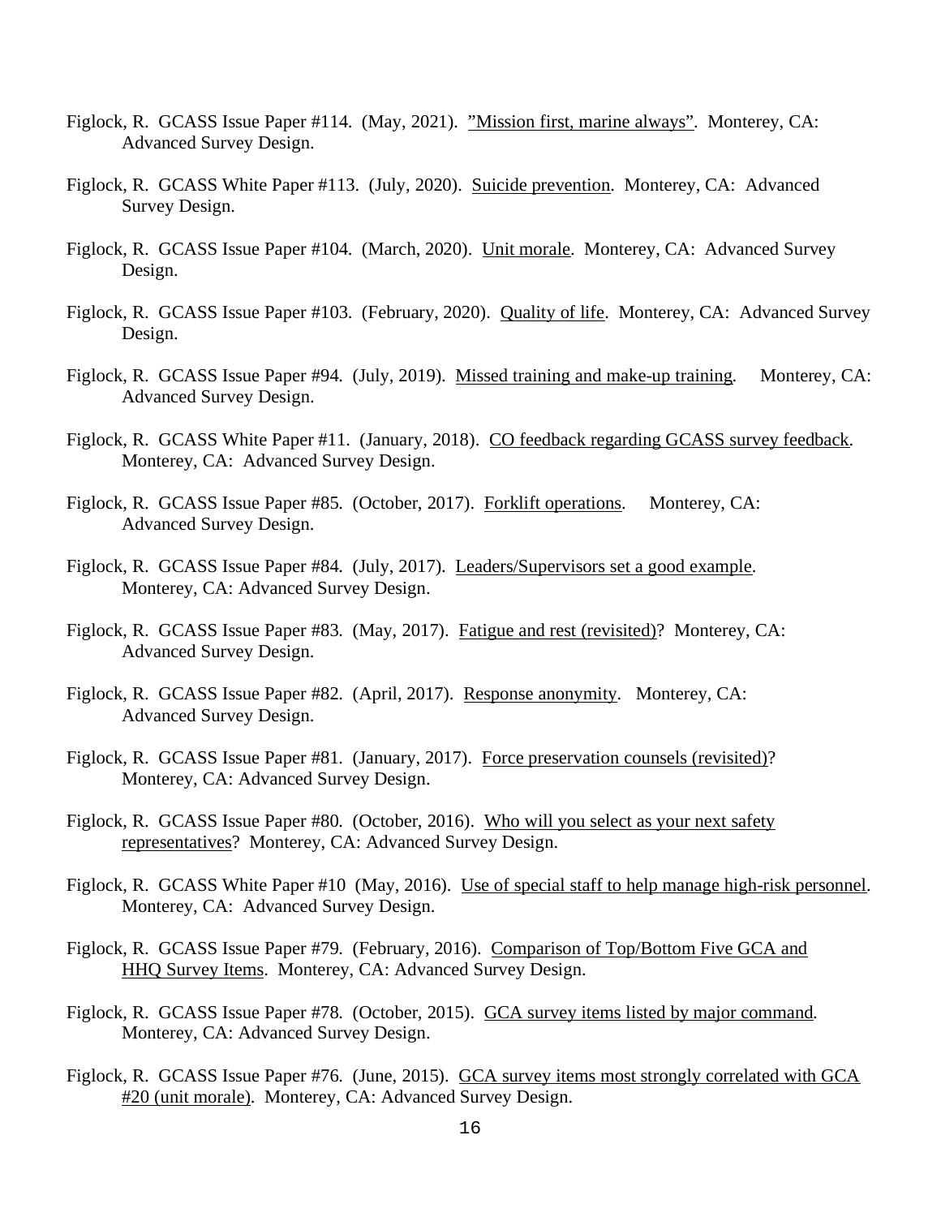Figlock, R. GCASS Issue Paper #114. (May, 2021). ”Mission first, marine always”. Monterey, CA: Advanced Survey Design.

Figlock, R. GCASS White Paper #113. (July, 2020). Suicide prevention. Monterey, CA: Advanced Survey Design.

Figlock, R. GCASS Issue Paper #104. (March, 2020). Unit morale. Monterey, CA: Advanced Survey Design.

Figlock, R. GCASS Issue Paper #103. (February, 2020). Quality of life. Monterey, CA: Advanced Survey Design.

Figlock, R. GCASS Issue Paper #94. (July, 2019). Missed training and make-up training. Monterey, CA: Advanced Survey Design.

Figlock, R. GCASS White Paper #11. (January, 2018). CO feedback regarding GCASS survey feedback. Monterey, CA: Advanced Survey Design.

Figlock, R. GCASS Issue Paper #85. (October, 2017). Forklift operations. Monterey, CA: Advanced Survey Design.

Figlock, R. GCASS Issue Paper #84. (July, 2017). Leaders/Supervisors set a good example. Monterey, CA: Advanced Survey Design.

Figlock, R. GCASS Issue Paper #83. (May, 2017). Fatigue and rest (revisited)? Monterey, CA: Advanced Survey Design.

Figlock, R. GCASS Issue Paper #82. (April, 2017). Response anonymity. Monterey, CA: Advanced Survey Design.

Figlock, R. GCASS Issue Paper #81. (January, 2017). Force preservation counsels (revisited)? Monterey, CA: Advanced Survey Design.

Figlock, R. GCASS Issue Paper #80. (October, 2016). Who will you select as your next safety representatives? Monterey, CA: Advanced Survey Design.

Figlock, R. GCASS White Paper #10 (May, 2016). Use of special staff to help manage high-risk personnel. Monterey, CA: Advanced Survey Design.

Figlock, R. GCASS Issue Paper #79. (February, 2016). Comparison of Top/Bottom Five GCA and HHQ Survey Items. Monterey, CA: Advanced Survey Design.

Figlock, R. GCASS Issue Paper #78. (October, 2015). GCA survey items listed by major command. Monterey, CA: Advanced Survey Design.

Figlock, R. GCASS Issue Paper #76. (June, 2015). GCA survey items most strongly correlated with GCA #20 (unit morale). Monterey, CA: Advanced Survey Design.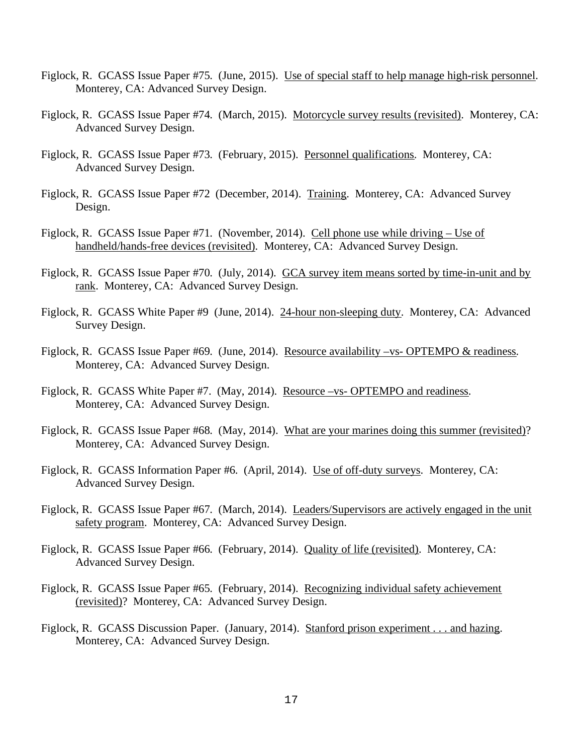Figlock, R. GCASS Issue Paper #75. (June, 2015). Use of special staff to help manage high-risk personnel. Monterey, CA: Advanced Survey Design.

Figlock, R. GCASS Issue Paper #74. (March, 2015). Motorcycle survey results (revisited). Monterey, CA: Advanced Survey Design.

Figlock, R. GCASS Issue Paper #73. (February, 2015). Personnel qualifications. Monterey, CA: Advanced Survey Design.

Figlock, R. GCASS Issue Paper #72 (December, 2014). Training. Monterey, CA: Advanced Survey Design.

Figlock, R. GCASS Issue Paper #71. (November, 2014). Cell phone use while driving – Use of handheld/hands-free devices (revisited). Monterey, CA: Advanced Survey Design.

Figlock, R. GCASS Issue Paper #70. (July, 2014). GCA survey item means sorted by time-in-unit and by rank. Monterey, CA: Advanced Survey Design.

Figlock, R. GCASS White Paper #9 (June, 2014). 24-hour non-sleeping duty. Monterey, CA: Advanced Survey Design.

Figlock, R. GCASS Issue Paper #69. (June, 2014). Resource availability –vs- OPTEMPO & readiness. Monterey, CA: Advanced Survey Design.

Figlock, R. GCASS White Paper #7. (May, 2014). Resource –vs- OPTEMPO and readiness. Monterey, CA: Advanced Survey Design.

Figlock, R. GCASS Issue Paper #68. (May, 2014). What are your marines doing this summer (revisited)? Monterey, CA: Advanced Survey Design.

Figlock, R. GCASS Information Paper #6. (April, 2014). Use of off-duty surveys. Monterey, CA: Advanced Survey Design.

Figlock, R. GCASS Issue Paper #67. (March, 2014). Leaders/Supervisors are actively engaged in the unit safety program. Monterey, CA: Advanced Survey Design.

Figlock, R. GCASS Issue Paper #66. (February, 2014). Quality of life (revisited). Monterey, CA: Advanced Survey Design.

Figlock, R. GCASS Issue Paper #65. (February, 2014). Recognizing individual safety achievement (revisited)? Monterey, CA: Advanced Survey Design.

Figlock, R. GCASS Discussion Paper. (January, 2014). Stanford prison experiment . . . and hazing. Monterey, CA: Advanced Survey Design.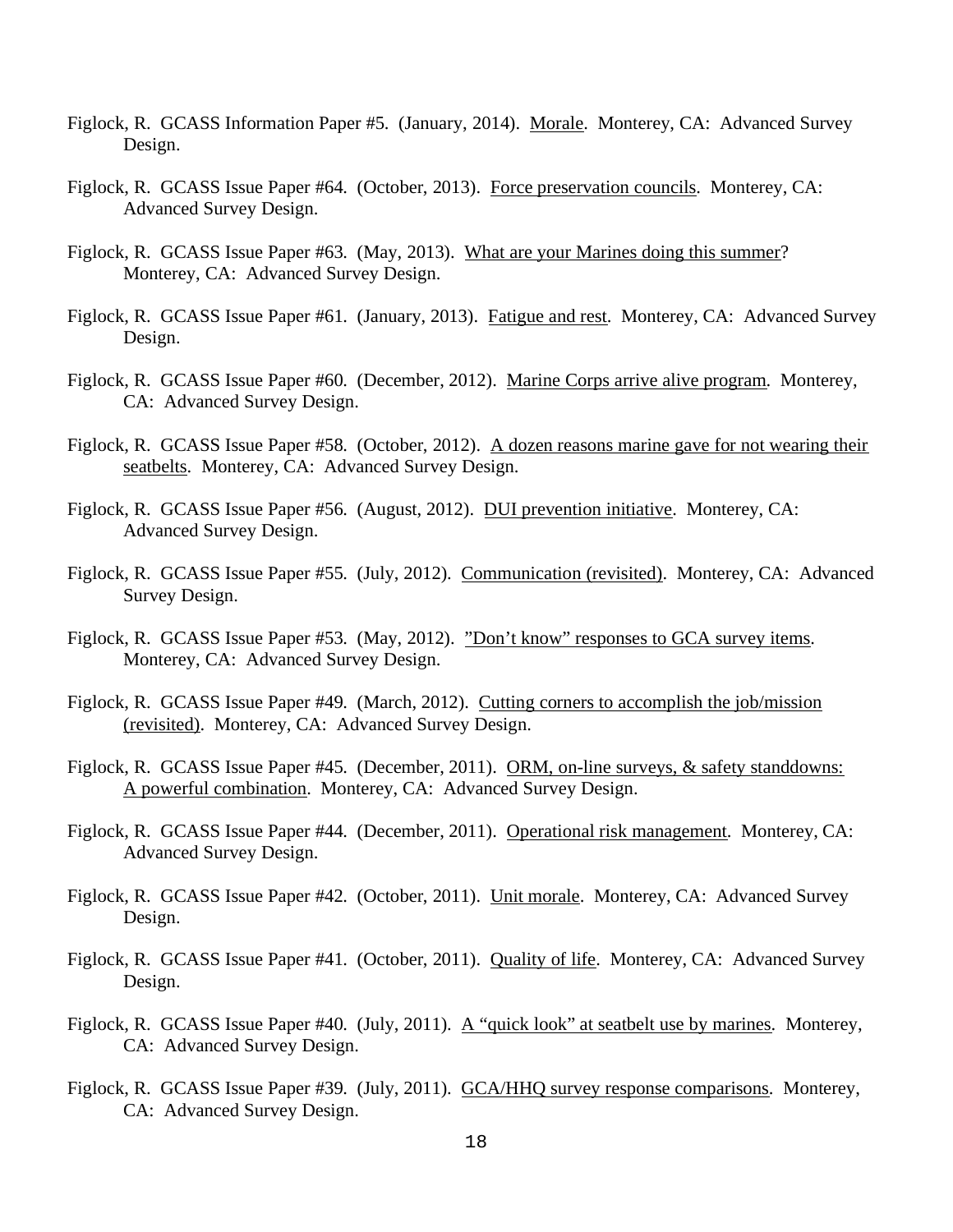Figlock, R. GCASS Information Paper #5. (January, 2014). Morale. Monterey, CA: Advanced Survey Design.

Figlock, R. GCASS Issue Paper #64. (October, 2013). Force preservation councils. Monterey, CA: Advanced Survey Design.

Figlock, R. GCASS Issue Paper #63. (May, 2013). What are your Marines doing this summer? Monterey, CA: Advanced Survey Design.

Figlock, R. GCASS Issue Paper #61. (January, 2013). Fatigue and rest. Monterey, CA: Advanced Survey Design.

Figlock, R. GCASS Issue Paper #60. (December, 2012). Marine Corps arrive alive program. Monterey, CA: Advanced Survey Design.

Figlock, R. GCASS Issue Paper #58. (October, 2012). A dozen reasons marine gave for not wearing their seatbelts. Monterey, CA: Advanced Survey Design.

Figlock, R. GCASS Issue Paper #56. (August, 2012). DUI prevention initiative. Monterey, CA: Advanced Survey Design.

Figlock, R. GCASS Issue Paper #55. (July, 2012). Communication (revisited). Monterey, CA: Advanced Survey Design.

Figlock, R. GCASS Issue Paper #53. (May, 2012). "Don't know" responses to GCA survey items. Monterey, CA: Advanced Survey Design.

Figlock, R. GCASS Issue Paper #49. (March, 2012). Cutting corners to accomplish the job/mission (revisited). Monterey, CA: Advanced Survey Design.

Figlock, R. GCASS Issue Paper #45. (December, 2011). ORM, on-line surveys, & safety standdowns: A powerful combination. Monterey, CA: Advanced Survey Design.

Figlock, R. GCASS Issue Paper #44. (December, 2011). Operational risk management. Monterey, CA: Advanced Survey Design.

Figlock, R. GCASS Issue Paper #42. (October, 2011). Unit morale. Monterey, CA: Advanced Survey Design.

Figlock, R. GCASS Issue Paper #41. (October, 2011). Quality of life. Monterey, CA: Advanced Survey Design.

Figlock, R. GCASS Issue Paper #40. (July, 2011). A "quick look" at seatbelt use by marines. Monterey, CA: Advanced Survey Design.

Figlock, R. GCASS Issue Paper #39. (July, 2011). GCA/HHQ survey response comparisons. Monterey, CA: Advanced Survey Design.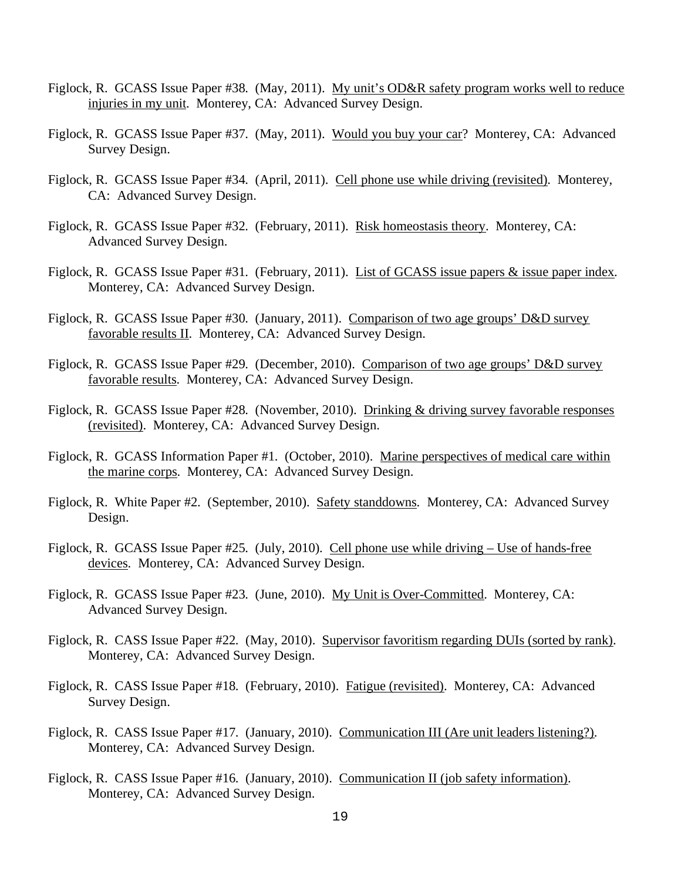Figlock, R. GCASS Issue Paper #38. (May, 2011). My unit's OD&R safety program works well to reduce injuries in my unit. Monterey, CA: Advanced Survey Design.

Figlock, R. GCASS Issue Paper #37. (May, 2011). Would you buy your car? Monterey, CA: Advanced Survey Design.

Figlock, R. GCASS Issue Paper #34. (April, 2011). Cell phone use while driving (revisited). Monterey, CA: Advanced Survey Design.

Figlock, R. GCASS Issue Paper #32. (February, 2011). Risk homeostasis theory. Monterey, CA: Advanced Survey Design.

Figlock, R. GCASS Issue Paper #31. (February, 2011). List of GCASS issue papers & issue paper index. Monterey, CA: Advanced Survey Design.

Figlock, R. GCASS Issue Paper #30. (January, 2011). Comparison of two age groups' D&D survey favorable results II. Monterey, CA: Advanced Survey Design.

Figlock, R. GCASS Issue Paper #29. (December, 2010). Comparison of two age groups' D&D survey favorable results. Monterey, CA: Advanced Survey Design.

Figlock, R. GCASS Issue Paper #28. (November, 2010). Drinking & driving survey favorable responses (revisited). Monterey, CA: Advanced Survey Design.

Figlock, R. GCASS Information Paper #1. (October, 2010). Marine perspectives of medical care within the marine corps. Monterey, CA: Advanced Survey Design.

Figlock, R. White Paper #2. (September, 2010). Safety standdowns. Monterey, CA: Advanced Survey Design.

Figlock, R. GCASS Issue Paper #25. (July, 2010). Cell phone use while driving – Use of hands-free devices. Monterey, CA: Advanced Survey Design.

Figlock, R. GCASS Issue Paper #23. (June, 2010). My Unit is Over-Committed. Monterey, CA: Advanced Survey Design.

Figlock, R. CASS Issue Paper #22. (May, 2010). Supervisor favoritism regarding DUIs (sorted by rank). Monterey, CA: Advanced Survey Design.

Figlock, R. CASS Issue Paper #18. (February, 2010). Fatigue (revisited). Monterey, CA: Advanced Survey Design.

Figlock, R. CASS Issue Paper #17. (January, 2010). Communication III (Are unit leaders listening?). Monterey, CA: Advanced Survey Design.

Figlock, R. CASS Issue Paper #16. (January, 2010). Communication II (job safety information). Monterey, CA: Advanced Survey Design.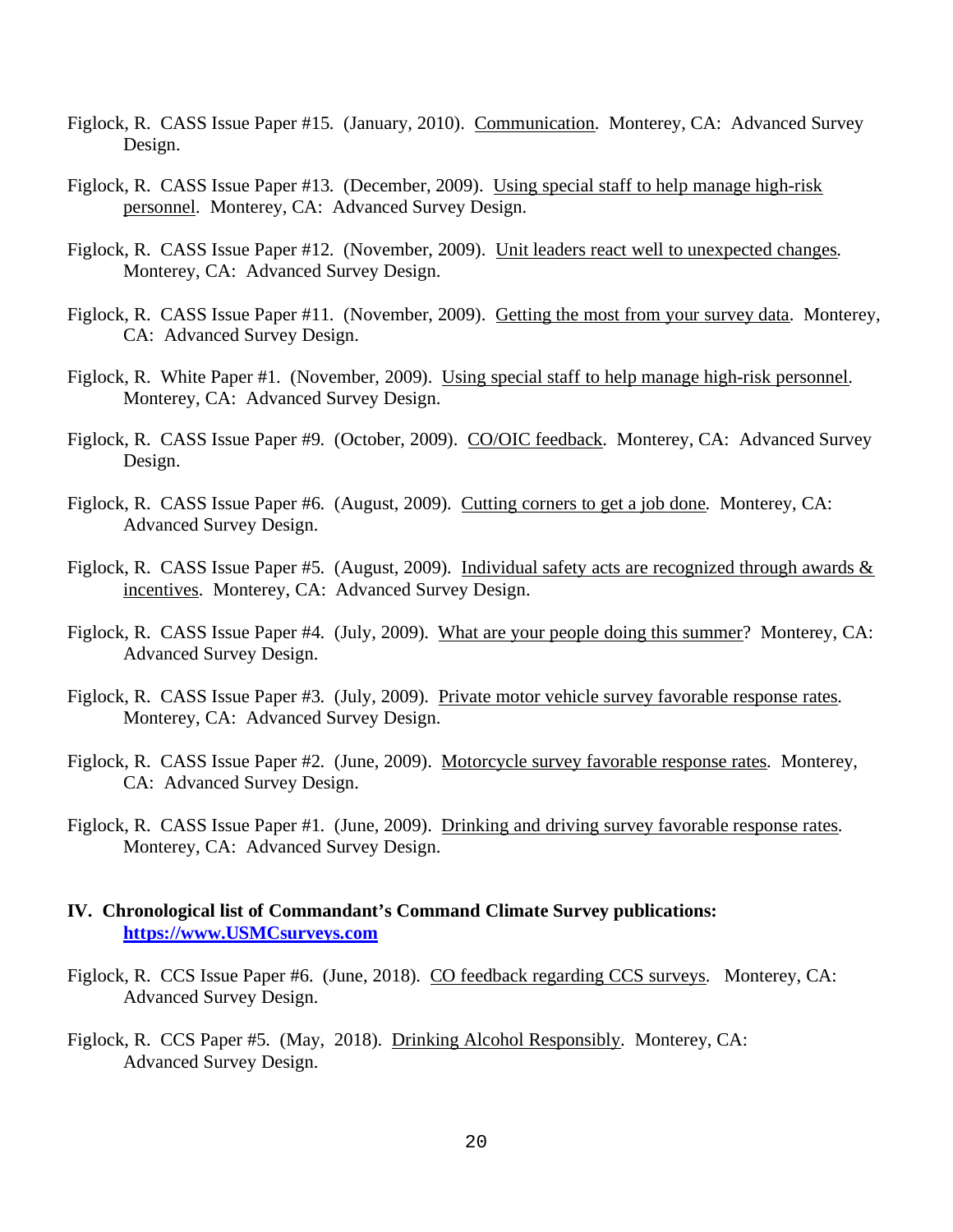Figlock, R. CASS Issue Paper #15. (January, 2010). <u>Communication</u>. Monterey, CA: Advanced Survey Design.

Figlock, R. CASS Issue Paper #13. (December, 2009). <u>Using special staff to help manage high-risk personnel</u>. Monterey, CA: Advanced Survey Design.

Figlock, R. CASS Issue Paper #12. (November, 2009). <u>Unit leaders react well to unexpected changes</u>. Monterey, CA: Advanced Survey Design.

Figlock, R. CASS Issue Paper #11. (November, 2009). <u>Getting the most from your survey data</u>. Monterey, CA: Advanced Survey Design.

Figlock, R. White Paper #1. (November, 2009). <u>Using special staff to help manage high-risk personnel</u>. Monterey, CA: Advanced Survey Design.

Figlock, R. CASS Issue Paper #9. (October, 2009). <u>CO/OIC feedback</u>. Monterey, CA: Advanced Survey Design.

Figlock, R. CASS Issue Paper #6. (August, 2009). <u>Cutting corners to get a job done</u>. Monterey, CA: Advanced Survey Design.

Figlock, R. CASS Issue Paper #5. (August, 2009). <u>Individual safety acts are recognized through awards & incentives</u>. Monterey, CA: Advanced Survey Design.

Figlock, R. CASS Issue Paper #4. (July, 2009). <u>What are your people doing this summer</u>? Monterey, CA: Advanced Survey Design.

Figlock, R. CASS Issue Paper #3. (July, 2009). <u>Private motor vehicle survey favorable response rates</u>. Monterey, CA: Advanced Survey Design.

Figlock, R. CASS Issue Paper #2. (June, 2009). <u>Motorcycle survey favorable response rates</u>. Monterey, CA: Advanced Survey Design.

Figlock, R. CASS Issue Paper #1. (June, 2009). <u>Drinking and driving survey favorable response rates</u>. Monterey, CA: Advanced Survey Design.

## IV. Chronological list of Commandant's Command Climate Survey publications: [https://www.USMCsurveys.com](https://www.USMCsurveys.com)

Figlock, R. CCS Issue Paper #6. (June, 2018). <u>CO feedback regarding CCS surveys</u>. Monterey, CA: Advanced Survey Design.

Figlock, R. CCS Paper #5. (May, 2018). <u>Drinking Alcohol Responsibly</u>. Monterey, CA: Advanced Survey Design.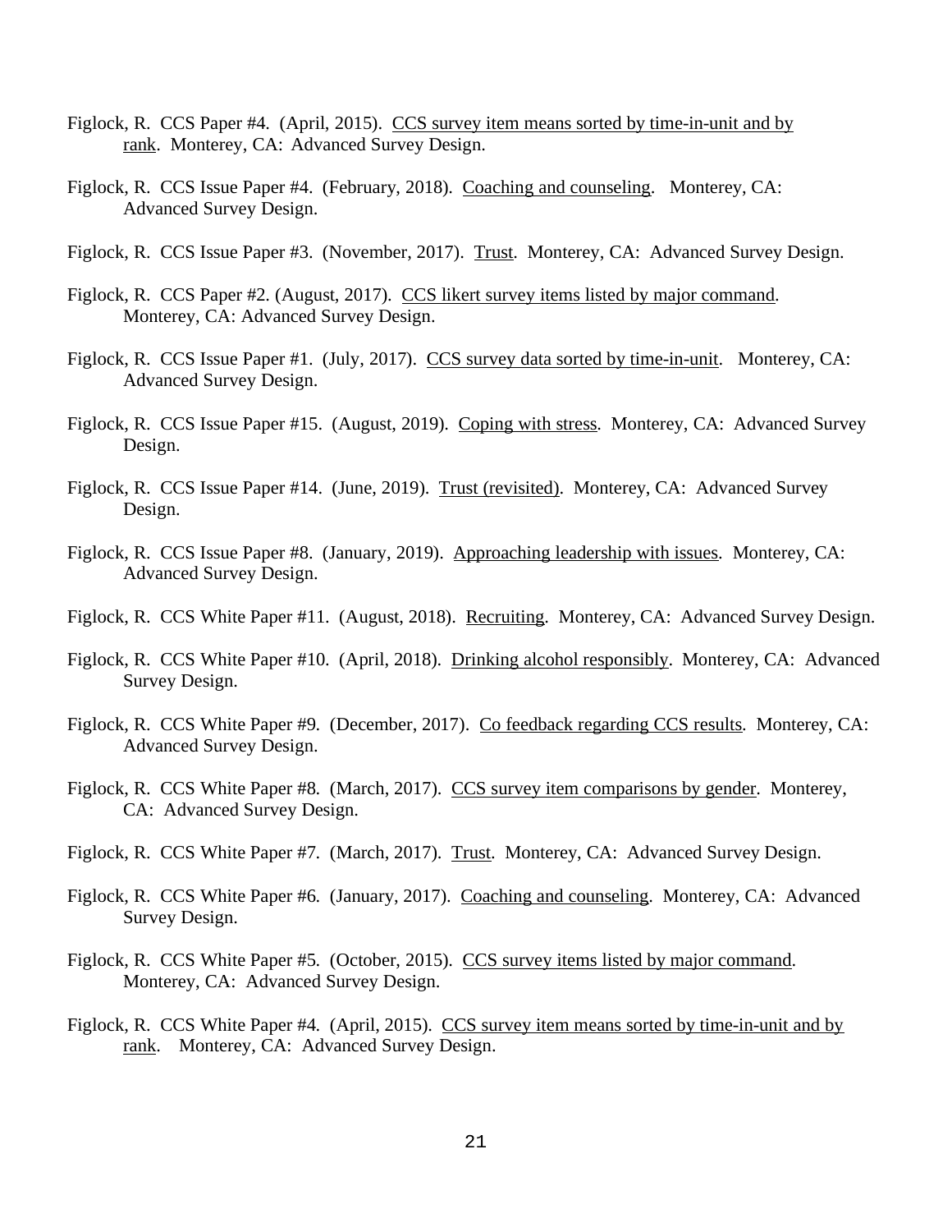Figlock, R. CCS Paper #4. (April, 2015). CCS survey item means sorted by time-in-unit and by rank. Monterey, CA: Advanced Survey Design.

Figlock, R. CCS Issue Paper #4. (February, 2018). Coaching and counseling. Monterey, CA: Advanced Survey Design.

Figlock, R. CCS Issue Paper #3. (November, 2017). Trust. Monterey, CA: Advanced Survey Design.

Figlock, R. CCS Paper #2. (August, 2017). CCS likert survey items listed by major command. Monterey, CA: Advanced Survey Design.

Figlock, R. CCS Issue Paper #1. (July, 2017). CCS survey data sorted by time-in-unit. Monterey, CA: Advanced Survey Design.

Figlock, R. CCS Issue Paper #15. (August, 2019). Coping with stress. Monterey, CA: Advanced Survey Design.

Figlock, R. CCS Issue Paper #14. (June, 2019). Trust (revisited). Monterey, CA: Advanced Survey Design.

Figlock, R. CCS Issue Paper #8. (January, 2019). Approaching leadership with issues. Monterey, CA: Advanced Survey Design.

Figlock, R. CCS White Paper #11. (August, 2018). Recruiting. Monterey, CA: Advanced Survey Design.

Figlock, R. CCS White Paper #10. (April, 2018). Drinking alcohol responsibly. Monterey, CA: Advanced Survey Design.

Figlock, R. CCS White Paper #9. (December, 2017). Co feedback regarding CCS results. Monterey, CA: Advanced Survey Design.

Figlock, R. CCS White Paper #8. (March, 2017). CCS survey item comparisons by gender. Monterey, CA: Advanced Survey Design.

Figlock, R. CCS White Paper #7. (March, 2017). Trust. Monterey, CA: Advanced Survey Design.

Figlock, R. CCS White Paper #6. (January, 2017). Coaching and counseling. Monterey, CA: Advanced Survey Design.

Figlock, R. CCS White Paper #5. (October, 2015). CCS survey items listed by major command. Monterey, CA: Advanced Survey Design.

Figlock, R. CCS White Paper #4. (April, 2015). CCS survey item means sorted by time-in-unit and by rank. Monterey, CA: Advanced Survey Design.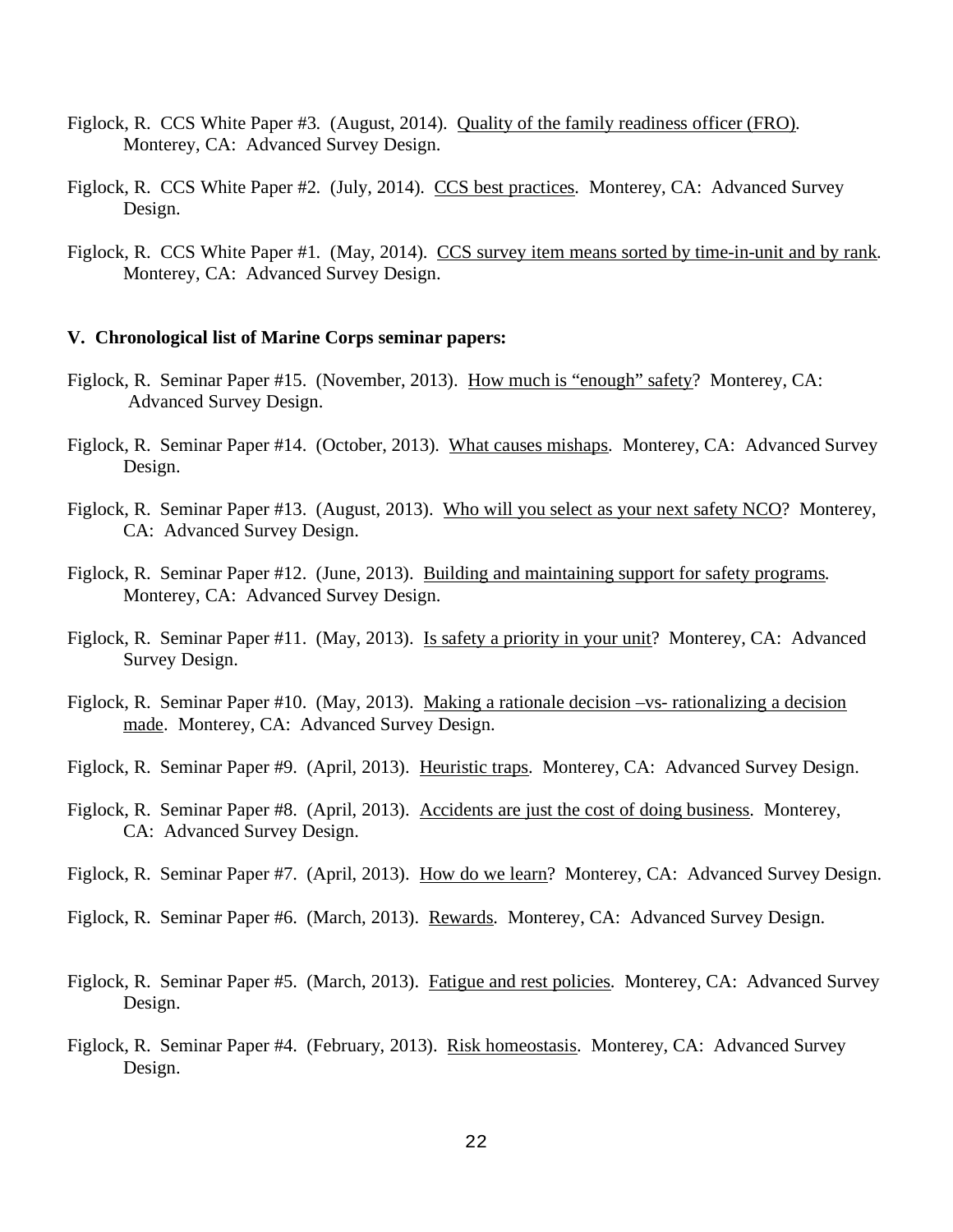Figlock, R. CCS White Paper #3. (August, 2014). Quality of the family readiness officer (FRO). Monterey, CA: Advanced Survey Design.

Figlock, R. CCS White Paper #2. (July, 2014). CCS best practices. Monterey, CA: Advanced Survey Design.

Figlock, R. CCS White Paper #1. (May, 2014). CCS survey item means sorted by time-in-unit and by rank. Monterey, CA: Advanced Survey Design.

**V. Chronological list of Marine Corps seminar papers:**

Figlock, R. Seminar Paper #15. (November, 2013). How much is "enough" safety? Monterey, CA: Advanced Survey Design.

Figlock, R. Seminar Paper #14. (October, 2013). What causes mishaps. Monterey, CA: Advanced Survey Design.

Figlock, R. Seminar Paper #13. (August, 2013). Who will you select as your next safety NCO? Monterey, CA: Advanced Survey Design.

Figlock, R. Seminar Paper #12. (June, 2013). Building and maintaining support for safety programs. Monterey, CA: Advanced Survey Design.

Figlock, R. Seminar Paper #11. (May, 2013). Is safety a priority in your unit? Monterey, CA: Advanced Survey Design.

Figlock, R. Seminar Paper #10. (May, 2013). Making a rationale decision –vs- rationalizing a decision made. Monterey, CA: Advanced Survey Design.

Figlock, R. Seminar Paper #9. (April, 2013). Heuristic traps. Monterey, CA: Advanced Survey Design.

Figlock, R. Seminar Paper #8. (April, 2013). Accidents are just the cost of doing business. Monterey, CA: Advanced Survey Design.

Figlock, R. Seminar Paper #7. (April, 2013). How do we learn? Monterey, CA: Advanced Survey Design.

Figlock, R. Seminar Paper #6. (March, 2013). Rewards. Monterey, CA: Advanced Survey Design.

Figlock, R. Seminar Paper #5. (March, 2013). Fatigue and rest policies. Monterey, CA: Advanced Survey Design.

Figlock, R. Seminar Paper #4. (February, 2013). Risk homeostasis. Monterey, CA: Advanced Survey Design.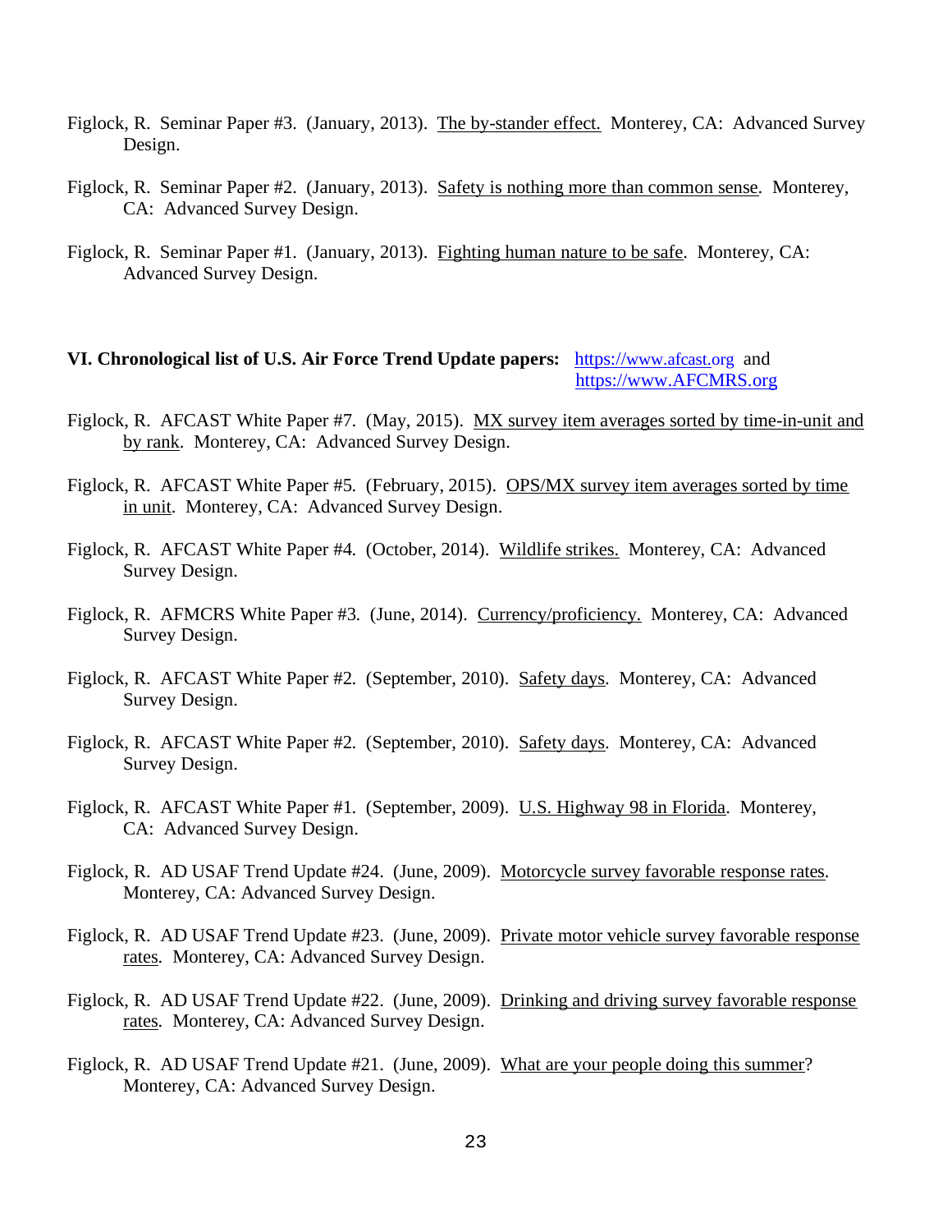Figlock, R. Seminar Paper #3. (January, 2013). The by-stander effect. Monterey, CA: Advanced Survey Design.

Figlock, R. Seminar Paper #2. (January, 2013). Safety is nothing more than common sense. Monterey, CA: Advanced Survey Design.

Figlock, R. Seminar Paper #1. (January, 2013). Fighting human nature to be safe. Monterey, CA: Advanced Survey Design.

**VI. Chronological list of U.S. Air Force Trend Update papers:** https://www.afcast.org and https://www.AFCMRS.org

Figlock, R. AFCAST White Paper #7. (May, 2015). MX survey item averages sorted by time-in-unit and by rank. Monterey, CA: Advanced Survey Design.

Figlock, R. AFCAST White Paper #5. (February, 2015). OPS/MX survey item averages sorted by time in unit. Monterey, CA: Advanced Survey Design.

Figlock, R. AFCAST White Paper #4. (October, 2014). Wildlife strikes. Monterey, CA: Advanced Survey Design.

Figlock, R. AFMCRS White Paper #3. (June, 2014). Currency/proficiency. Monterey, CA: Advanced Survey Design.

Figlock, R. AFCAST White Paper #2. (September, 2010). Safety days. Monterey, CA: Advanced Survey Design.

Figlock, R. AFCAST White Paper #2. (September, 2010). Safety days. Monterey, CA: Advanced Survey Design.

Figlock, R. AFCAST White Paper #1. (September, 2009). U.S. Highway 98 in Florida. Monterey, CA: Advanced Survey Design.

Figlock, R. AD USAF Trend Update #24. (June, 2009). Motorcycle survey favorable response rates. Monterey, CA: Advanced Survey Design.

Figlock, R. AD USAF Trend Update #23. (June, 2009). Private motor vehicle survey favorable response rates. Monterey, CA: Advanced Survey Design.

Figlock, R. AD USAF Trend Update #22. (June, 2009). Drinking and driving survey favorable response rates. Monterey, CA: Advanced Survey Design.

Figlock, R. AD USAF Trend Update #21. (June, 2009). What are your people doing this summer? Monterey, CA: Advanced Survey Design.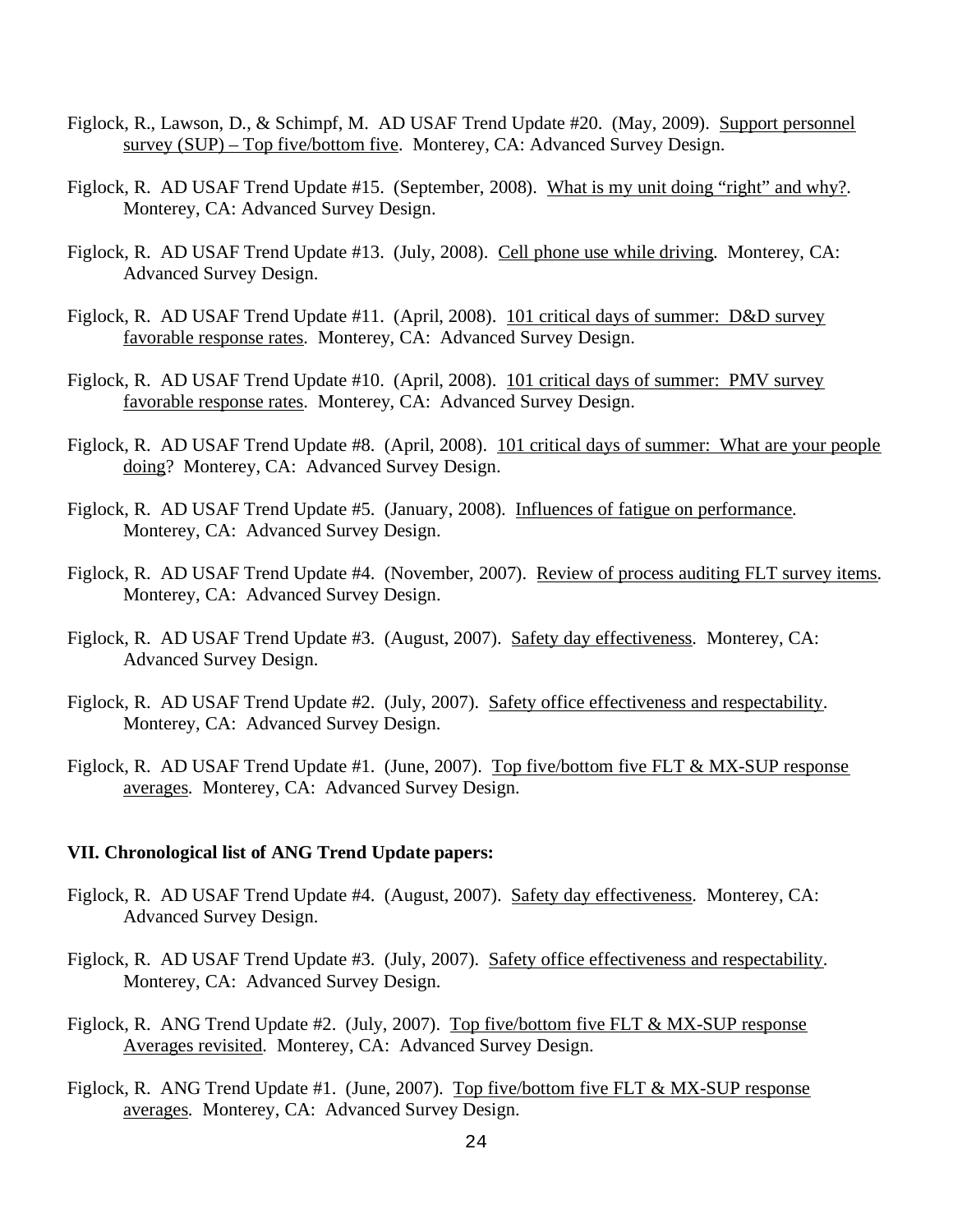Figlock, R., Lawson, D., & Schimpf, M. AD USAF Trend Update #20. (May, 2009). Support personnel survey (SUP) – Top five/bottom five. Monterey, CA: Advanced Survey Design.

Figlock, R. AD USAF Trend Update #15. (September, 2008). What is my unit doing "right" and why?. Monterey, CA: Advanced Survey Design.

Figlock, R. AD USAF Trend Update #13. (July, 2008). Cell phone use while driving. Monterey, CA: Advanced Survey Design.

Figlock, R. AD USAF Trend Update #11. (April, 2008). 101 critical days of summer: D&D survey favorable response rates. Monterey, CA: Advanced Survey Design.

Figlock, R. AD USAF Trend Update #10. (April, 2008). 101 critical days of summer: PMV survey favorable response rates. Monterey, CA: Advanced Survey Design.

Figlock, R. AD USAF Trend Update #8. (April, 2008). 101 critical days of summer: What are your people doing? Monterey, CA: Advanced Survey Design.

Figlock, R. AD USAF Trend Update #5. (January, 2008). Influences of fatigue on performance. Monterey, CA: Advanced Survey Design.

Figlock, R. AD USAF Trend Update #4. (November, 2007). Review of process auditing FLT survey items. Monterey, CA: Advanced Survey Design.

Figlock, R. AD USAF Trend Update #3. (August, 2007). Safety day effectiveness. Monterey, CA: Advanced Survey Design.

Figlock, R. AD USAF Trend Update #2. (July, 2007). Safety office effectiveness and respectability. Monterey, CA: Advanced Survey Design.

Figlock, R. AD USAF Trend Update #1. (June, 2007). Top five/bottom five FLT & MX-SUP response averages. Monterey, CA: Advanced Survey Design.

**VII. Chronological list of ANG Trend Update papers:**

Figlock, R. AD USAF Trend Update #4. (August, 2007). Safety day effectiveness. Monterey, CA: Advanced Survey Design.

Figlock, R. AD USAF Trend Update #3. (July, 2007). Safety office effectiveness and respectability. Monterey, CA: Advanced Survey Design.

Figlock, R. ANG Trend Update #2. (July, 2007). Top five/bottom five FLT & MX-SUP response Averages revisited. Monterey, CA: Advanced Survey Design.

Figlock, R. ANG Trend Update #1. (June, 2007). Top five/bottom five FLT & MX-SUP response averages. Monterey, CA: Advanced Survey Design.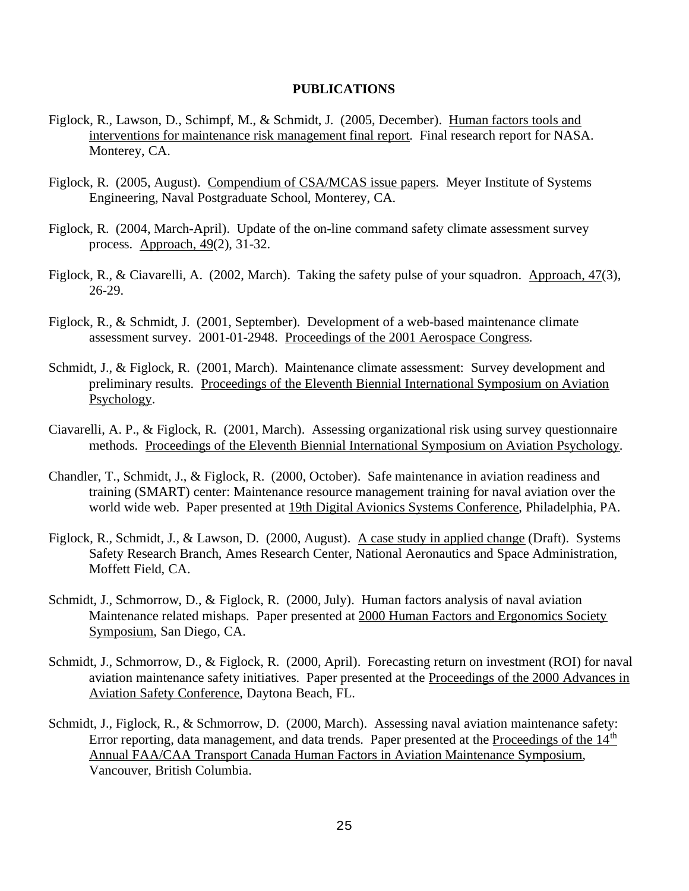## PUBLICATIONS

Figlock, R., Lawson, D., Schimpf, M., & Schmidt, J. (2005, December). Human factors tools and interventions for maintenance risk management final report. Final research report for NASA. Monterey, CA.

Figlock, R. (2005, August). Compendium of CSA/MCAS issue papers. Meyer Institute of Systems Engineering, Naval Postgraduate School, Monterey, CA.

Figlock, R. (2004, March-April). Update of the on-line command safety climate assessment survey process. Approach, 49(2), 31-32.

Figlock, R., & Ciavarelli, A. (2002, March). Taking the safety pulse of your squadron. Approach, 47(3), 26-29.

Figlock, R., & Schmidt, J. (2001, September). Development of a web-based maintenance climate assessment survey. 2001-01-2948. Proceedings of the 2001 Aerospace Congress.

Schmidt, J., & Figlock, R. (2001, March). Maintenance climate assessment: Survey development and preliminary results. Proceedings of the Eleventh Biennial International Symposium on Aviation Psychology.

Ciavarelli, A. P., & Figlock, R. (2001, March). Assessing organizational risk using survey questionnaire methods. Proceedings of the Eleventh Biennial International Symposium on Aviation Psychology.

Chandler, T., Schmidt, J., & Figlock, R. (2000, October). Safe maintenance in aviation readiness and training (SMART) center: Maintenance resource management training for naval aviation over the world wide web. Paper presented at 19th Digital Avionics Systems Conference, Philadelphia, PA.

Figlock, R., Schmidt, J., & Lawson, D. (2000, August). A case study in applied change (Draft). Systems Safety Research Branch, Ames Research Center, National Aeronautics and Space Administration, Moffett Field, CA.

Schmidt, J., Schmorrow, D., & Figlock, R. (2000, July). Human factors analysis of naval aviation Maintenance related mishaps. Paper presented at 2000 Human Factors and Ergonomics Society Symposium, San Diego, CA.

Schmidt, J., Schmorrow, D., & Figlock, R. (2000, April). Forecasting return on investment (ROI) for naval aviation maintenance safety initiatives. Paper presented at the Proceedings of the 2000 Advances in Aviation Safety Conference, Daytona Beach, FL.

Schmidt, J., Figlock, R., & Schmorrow, D. (2000, March). Assessing naval aviation maintenance safety: Error reporting, data management, and data trends. Paper presented at the Proceedings of the 14th Annual FAA/CAA Transport Canada Human Factors in Aviation Maintenance Symposium, Vancouver, British Columbia.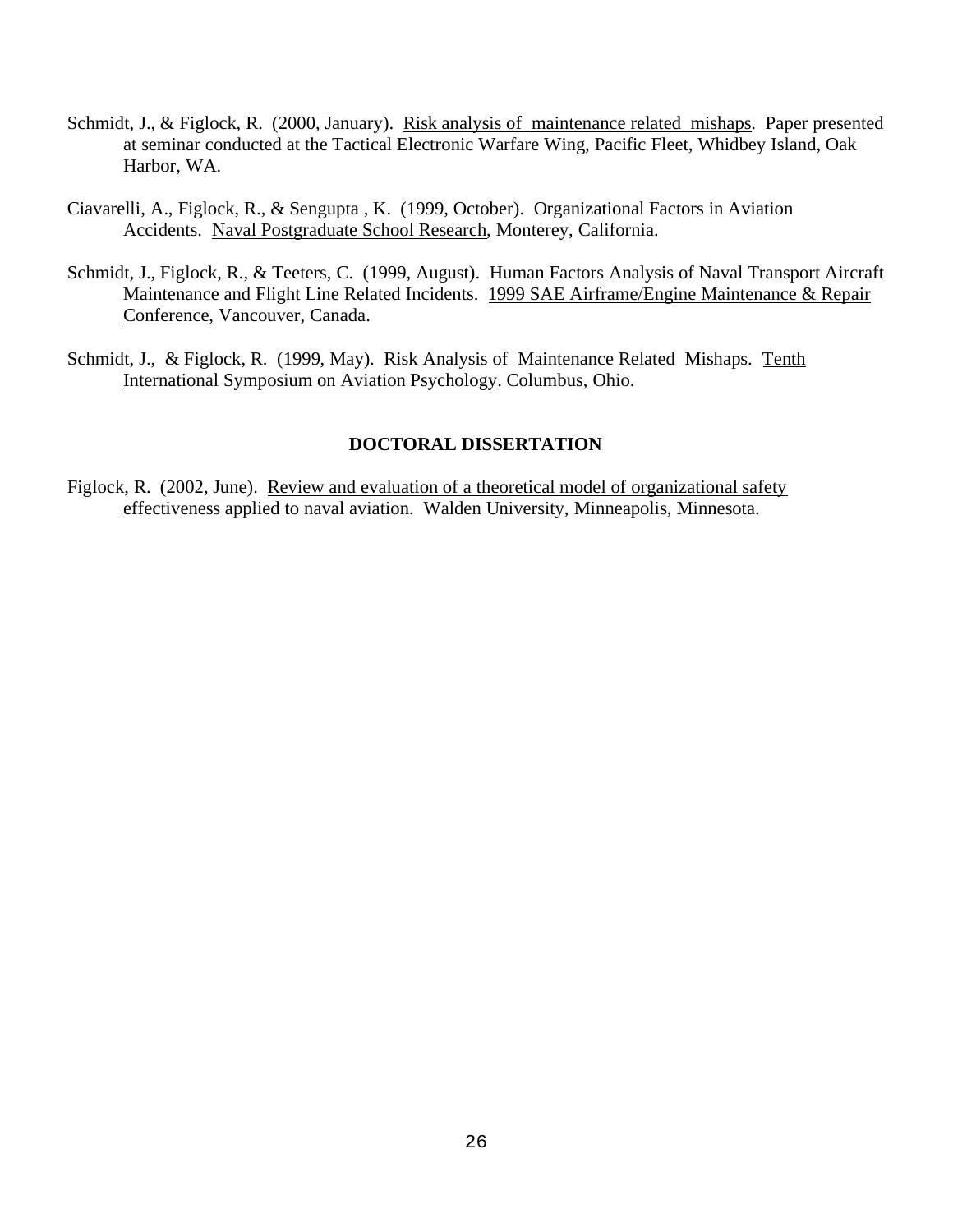Schmidt, J., & Figlock, R. (2000, January). Risk analysis of maintenance related mishaps. Paper presented at seminar conducted at the Tactical Electronic Warfare Wing, Pacific Fleet, Whidbey Island, Oak Harbor, WA.

Ciavarelli, A., Figlock, R., & Sengupta , K. (1999, October). Organizational Factors in Aviation Accidents. Naval Postgraduate School Research, Monterey, California.

Schmidt, J., Figlock, R., & Teeters, C. (1999, August). Human Factors Analysis of Naval Transport Aircraft Maintenance and Flight Line Related Incidents. 1999 SAE Airframe/Engine Maintenance & Repair Conference, Vancouver, Canada.

Schmidt, J., & Figlock, R. (1999, May). Risk Analysis of Maintenance Related Mishaps. Tenth International Symposium on Aviation Psychology. Columbus, Ohio.

## DOCTORAL DISSERTATION

Figlock, R. (2002, June). Review and evaluation of a theoretical model of organizational safety effectiveness applied to naval aviation. Walden University, Minneapolis, Minnesota.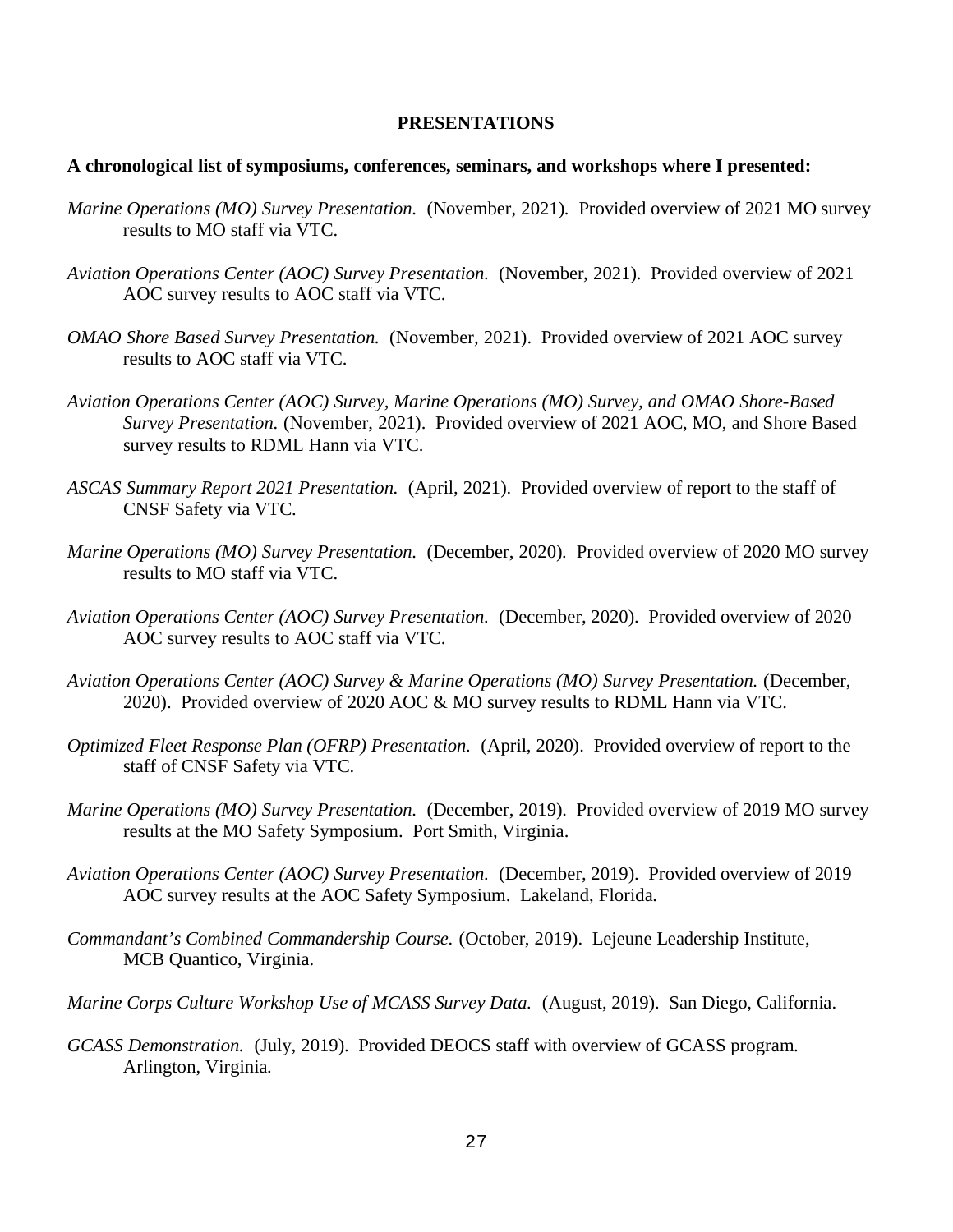**PRESENTATIONS**

**A chronological list of symposiums, conferences, seminars, and workshops where I presented:**

*Marine Operations (MO) Survey Presentation.* (November, 2021). Provided overview of 2021 MO survey results to MO staff via VTC.

*Aviation Operations Center (AOC) Survey Presentation.* (November, 2021). Provided overview of 2021 AOC survey results to AOC staff via VTC.

*OMAO Shore Based Survey Presentation.* (November, 2021). Provided overview of 2021 AOC survey results to AOC staff via VTC.

*Aviation Operations Center (AOC) Survey, Marine Operations (MO) Survey, and OMAO Shore-Based Survey Presentation.* (November, 2021). Provided overview of 2021 AOC, MO, and Shore Based survey results to RDML Hann via VTC.

*ASCAS Summary Report 2021 Presentation.* (April, 2021). Provided overview of report to the staff of CNSF Safety via VTC.

*Marine Operations (MO) Survey Presentation.* (December, 2020). Provided overview of 2020 MO survey results to MO staff via VTC.

*Aviation Operations Center (AOC) Survey Presentation.* (December, 2020). Provided overview of 2020 AOC survey results to AOC staff via VTC.

*Aviation Operations Center (AOC) Survey & Marine Operations (MO) Survey Presentation.* (December, 2020). Provided overview of 2020 AOC & MO survey results to RDML Hann via VTC.

*Optimized Fleet Response Plan (OFRP) Presentation.* (April, 2020). Provided overview of report to the staff of CNSF Safety via VTC.

*Marine Operations (MO) Survey Presentation.* (December, 2019). Provided overview of 2019 MO survey results at the MO Safety Symposium. Port Smith, Virginia.

*Aviation Operations Center (AOC) Survey Presentation.* (December, 2019). Provided overview of 2019 AOC survey results at the AOC Safety Symposium. Lakeland, Florida.

*Commandant's Combined Commandership Course.* (October, 2019). Lejeune Leadership Institute, MCB Quantico, Virginia.

*Marine Corps Culture Workshop Use of MCASS Survey Data.* (August, 2019). San Diego, California.

*GCASS Demonstration.* (July, 2019). Provided DEOCS staff with overview of GCASS program. Arlington, Virginia.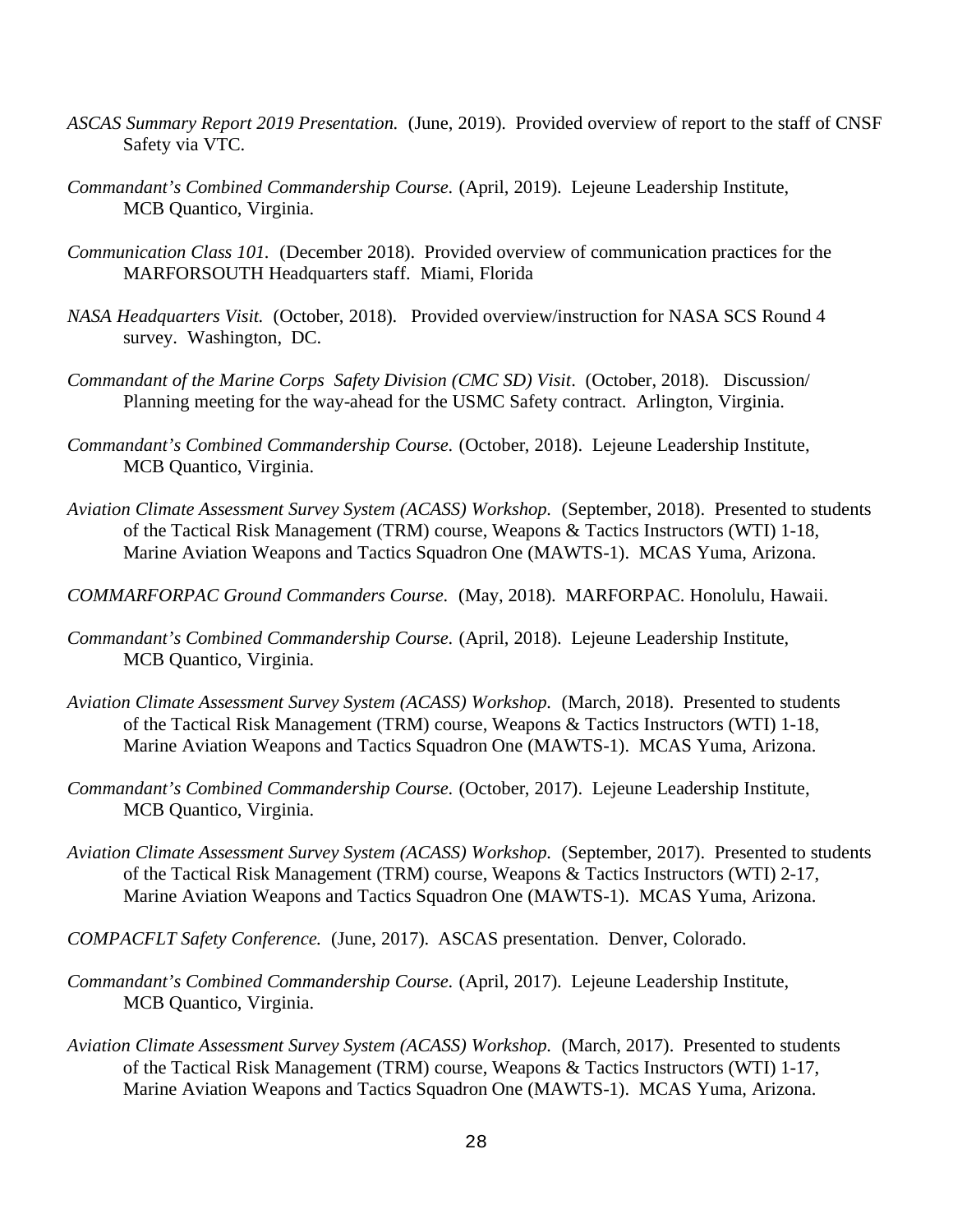*ASCAS Summary Report 2019 Presentation.* (June, 2019). Provided overview of report to the staff of CNSF Safety via VTC.

*Commandant's Combined Commandership Course.* (April, 2019). Lejeune Leadership Institute, MCB Quantico, Virginia.

*Communication Class 101.* (December 2018). Provided overview of communication practices for the MARFORSOUTH Headquarters staff. Miami, Florida

*NASA Headquarters Visit.* (October, 2018). Provided overview/instruction for NASA SCS Round 4 survey. Washington, DC.

*Commandant of the Marine Corps Safety Division (CMC SD) Visit*. (October, 2018). Discussion/ Planning meeting for the way-ahead for the USMC Safety contract. Arlington, Virginia.

*Commandant's Combined Commandership Course.* (October, 2018). Lejeune Leadership Institute, MCB Quantico, Virginia.

*Aviation Climate Assessment Survey System (ACASS) Workshop.* (September, 2018). Presented to students of the Tactical Risk Management (TRM) course, Weapons & Tactics Instructors (WTI) 1-18, Marine Aviation Weapons and Tactics Squadron One (MAWTS-1). MCAS Yuma, Arizona.

*COMMARFORPAC Ground Commanders Course.* (May, 2018). MARFORPAC. Honolulu, Hawaii.

*Commandant's Combined Commandership Course.* (April, 2018). Lejeune Leadership Institute, MCB Quantico, Virginia.

*Aviation Climate Assessment Survey System (ACASS) Workshop.* (March, 2018). Presented to students of the Tactical Risk Management (TRM) course, Weapons & Tactics Instructors (WTI) 1-18, Marine Aviation Weapons and Tactics Squadron One (MAWTS-1). MCAS Yuma, Arizona.

*Commandant's Combined Commandership Course.* (October, 2017). Lejeune Leadership Institute, MCB Quantico, Virginia.

*Aviation Climate Assessment Survey System (ACASS) Workshop.* (September, 2017). Presented to students of the Tactical Risk Management (TRM) course, Weapons & Tactics Instructors (WTI) 2-17, Marine Aviation Weapons and Tactics Squadron One (MAWTS-1). MCAS Yuma, Arizona.

*COMPACFLT Safety Conference.* (June, 2017). ASCAS presentation. Denver, Colorado.

*Commandant's Combined Commandership Course.* (April, 2017). Lejeune Leadership Institute, MCB Quantico, Virginia.

*Aviation Climate Assessment Survey System (ACASS) Workshop.* (March, 2017). Presented to students of the Tactical Risk Management (TRM) course, Weapons & Tactics Instructors (WTI) 1-17, Marine Aviation Weapons and Tactics Squadron One (MAWTS-1). MCAS Yuma, Arizona.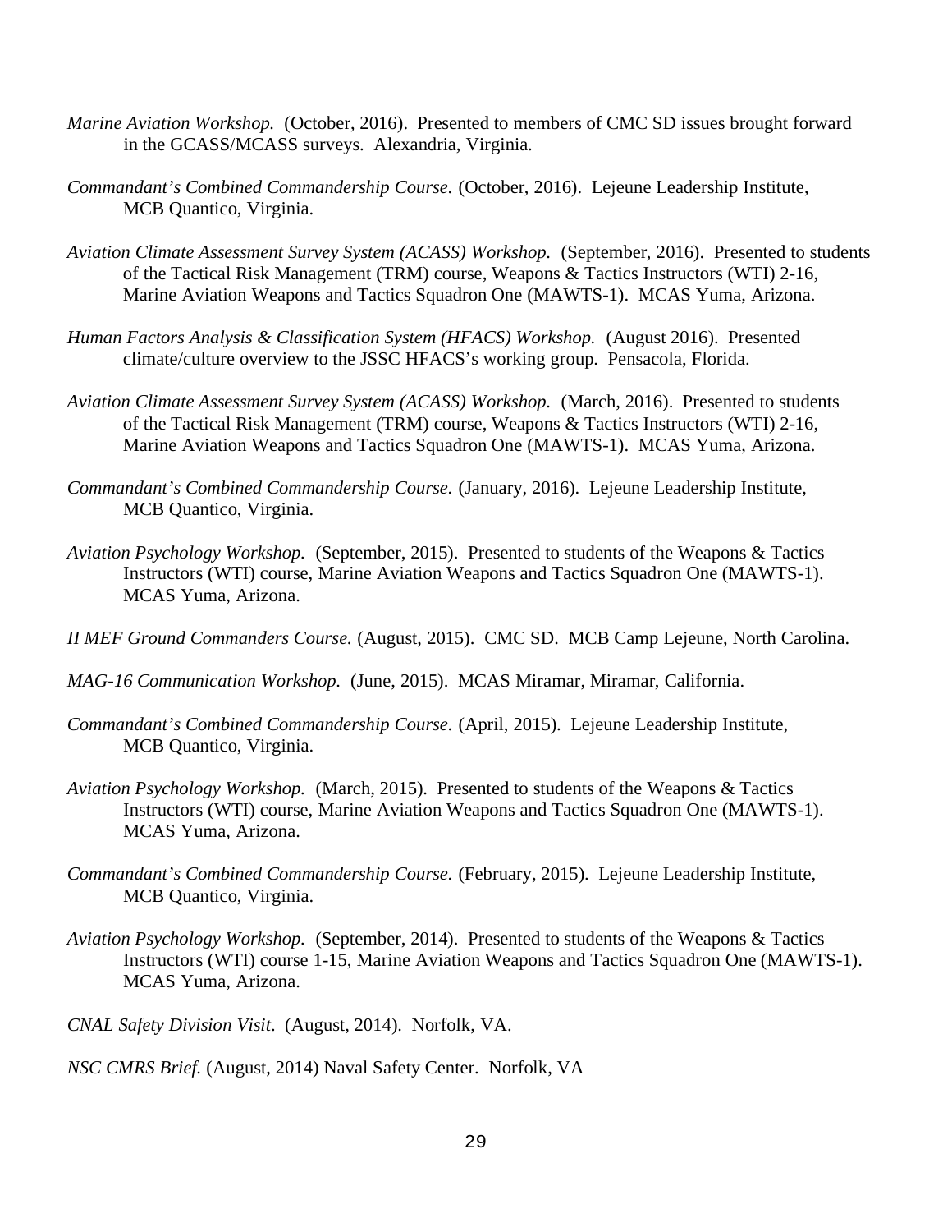*Marine Aviation Workshop.* (October, 2016). Presented to members of CMC SD issues brought forward in the GCASS/MCASS surveys. Alexandria, Virginia.

*Commandant's Combined Commandership Course.* (October, 2016). Lejeune Leadership Institute, MCB Quantico, Virginia.

*Aviation Climate Assessment Survey System (ACASS) Workshop.* (September, 2016). Presented to students of the Tactical Risk Management (TRM) course, Weapons & Tactics Instructors (WTI) 2-16, Marine Aviation Weapons and Tactics Squadron One (MAWTS-1). MCAS Yuma, Arizona.

*Human Factors Analysis & Classification System (HFACS) Workshop.* (August 2016). Presented climate/culture overview to the JSSC HFACS's working group. Pensacola, Florida.

*Aviation Climate Assessment Survey System (ACASS) Workshop.* (March, 2016). Presented to students of the Tactical Risk Management (TRM) course, Weapons & Tactics Instructors (WTI) 2-16, Marine Aviation Weapons and Tactics Squadron One (MAWTS-1). MCAS Yuma, Arizona.

*Commandant's Combined Commandership Course.* (January, 2016). Lejeune Leadership Institute, MCB Quantico, Virginia.

*Aviation Psychology Workshop.* (September, 2015). Presented to students of the Weapons & Tactics Instructors (WTI) course, Marine Aviation Weapons and Tactics Squadron One (MAWTS-1). MCAS Yuma, Arizona.

*II MEF Ground Commanders Course.* (August, 2015). CMC SD. MCB Camp Lejeune, North Carolina.

*MAG-16 Communication Workshop.* (June, 2015). MCAS Miramar, Miramar, California.

*Commandant's Combined Commandership Course.* (April, 2015). Lejeune Leadership Institute, MCB Quantico, Virginia.

*Aviation Psychology Workshop.* (March, 2015). Presented to students of the Weapons & Tactics Instructors (WTI) course, Marine Aviation Weapons and Tactics Squadron One (MAWTS-1). MCAS Yuma, Arizona.

*Commandant's Combined Commandership Course.* (February, 2015). Lejeune Leadership Institute, MCB Quantico, Virginia.

*Aviation Psychology Workshop.* (September, 2014). Presented to students of the Weapons & Tactics Instructors (WTI) course 1-15, Marine Aviation Weapons and Tactics Squadron One (MAWTS-1). MCAS Yuma, Arizona.

*CNAL Safety Division Visit*. (August, 2014). Norfolk, VA.

*NSC CMRS Brief.* (August, 2014) Naval Safety Center. Norfolk, VA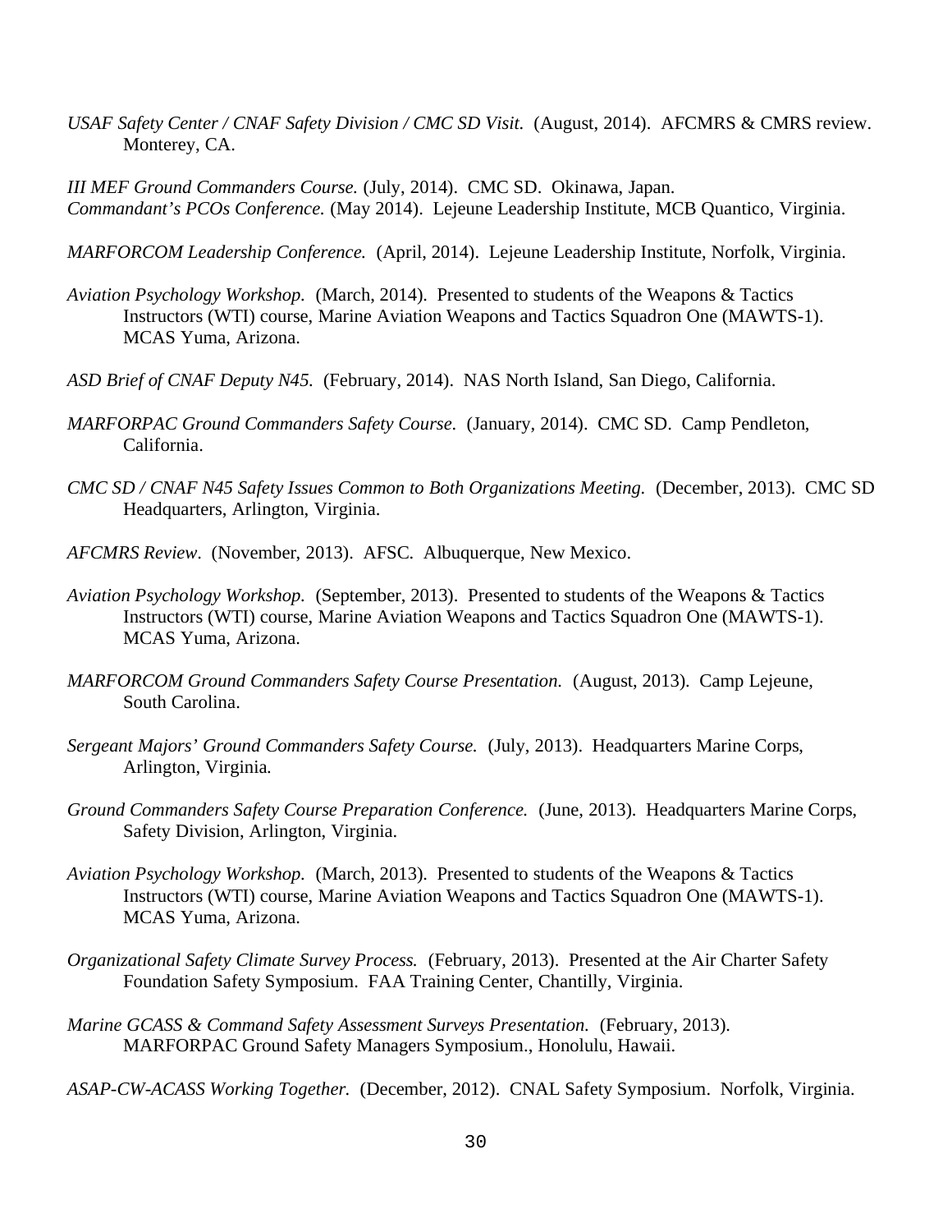*USAF Safety Center / CNAF Safety Division / CMC SD Visit.* (August, 2014). AFCMRS & CMRS review. Monterey, CA.

*III MEF Ground Commanders Course.* (July, 2014). CMC SD. Okinawa, Japan.
*Commandant's PCOs Conference.* (May 2014). Lejeune Leadership Institute, MCB Quantico, Virginia.

*MARFORCOM Leadership Conference.* (April, 2014). Lejeune Leadership Institute, Norfolk, Virginia.

*Aviation Psychology Workshop.* (March, 2014). Presented to students of the Weapons & Tactics Instructors (WTI) course, Marine Aviation Weapons and Tactics Squadron One (MAWTS-1). MCAS Yuma, Arizona.

*ASD Brief of CNAF Deputy N45.* (February, 2014). NAS North Island, San Diego, California.

*MARFORPAC Ground Commanders Safety Course.* (January, 2014). CMC SD. Camp Pendleton, California.

*CMC SD / CNAF N45 Safety Issues Common to Both Organizations Meeting.* (December, 2013). CMC SD Headquarters, Arlington, Virginia.

*AFCMRS Review*. (November, 2013). AFSC. Albuquerque, New Mexico.

*Aviation Psychology Workshop.* (September, 2013). Presented to students of the Weapons & Tactics Instructors (WTI) course, Marine Aviation Weapons and Tactics Squadron One (MAWTS-1). MCAS Yuma, Arizona.

*MARFORCOM Ground Commanders Safety Course Presentation.* (August, 2013). Camp Lejeune, South Carolina.

*Sergeant Majors' Ground Commanders Safety Course.* (July, 2013). Headquarters Marine Corps, Arlington, Virginia.

*Ground Commanders Safety Course Preparation Conference.* (June, 2013). Headquarters Marine Corps, Safety Division, Arlington, Virginia.

*Aviation Psychology Workshop.* (March, 2013). Presented to students of the Weapons & Tactics Instructors (WTI) course, Marine Aviation Weapons and Tactics Squadron One (MAWTS-1). MCAS Yuma, Arizona.

*Organizational Safety Climate Survey Process.* (February, 2013). Presented at the Air Charter Safety Foundation Safety Symposium. FAA Training Center, Chantilly, Virginia.

*Marine GCASS & Command Safety Assessment Surveys Presentation.* (February, 2013). MARFORPAC Ground Safety Managers Symposium., Honolulu, Hawaii.

*ASAP-CW-ACASS Working Together.* (December, 2012). CNAL Safety Symposium. Norfolk, Virginia.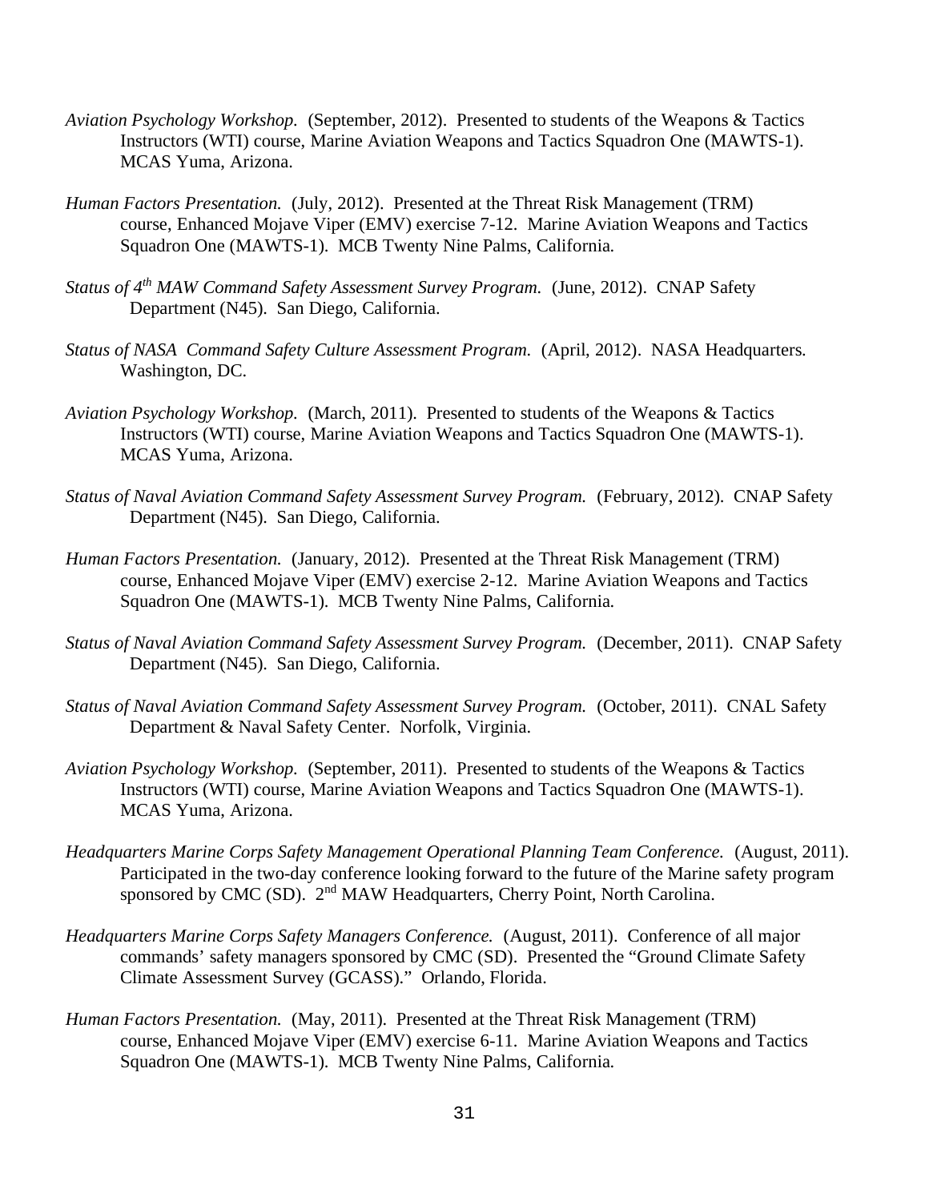*Aviation Psychology Workshop.* (September, 2012). Presented to students of the Weapons & Tactics Instructors (WTI) course, Marine Aviation Weapons and Tactics Squadron One (MAWTS-1). MCAS Yuma, Arizona.

*Human Factors Presentation.* (July, 2012). Presented at the Threat Risk Management (TRM) course, Enhanced Mojave Viper (EMV) exercise 7-12. Marine Aviation Weapons and Tactics Squadron One (MAWTS-1). MCB Twenty Nine Palms, California.

*Status of 4th MAW Command Safety Assessment Survey Program.* (June, 2012). CNAP Safety Department (N45). San Diego, California.

*Status of NASA Command Safety Culture Assessment Program.* (April, 2012). NASA Headquarters. Washington, DC.

*Aviation Psychology Workshop.* (March, 2011). Presented to students of the Weapons & Tactics Instructors (WTI) course, Marine Aviation Weapons and Tactics Squadron One (MAWTS-1). MCAS Yuma, Arizona.

*Status of Naval Aviation Command Safety Assessment Survey Program.* (February, 2012). CNAP Safety Department (N45). San Diego, California.

*Human Factors Presentation.* (January, 2012). Presented at the Threat Risk Management (TRM) course, Enhanced Mojave Viper (EMV) exercise 2-12. Marine Aviation Weapons and Tactics Squadron One (MAWTS-1). MCB Twenty Nine Palms, California.

*Status of Naval Aviation Command Safety Assessment Survey Program.* (December, 2011). CNAP Safety Department (N45). San Diego, California.

*Status of Naval Aviation Command Safety Assessment Survey Program.* (October, 2011). CNAL Safety Department & Naval Safety Center. Norfolk, Virginia.

*Aviation Psychology Workshop.* (September, 2011). Presented to students of the Weapons & Tactics Instructors (WTI) course, Marine Aviation Weapons and Tactics Squadron One (MAWTS-1). MCAS Yuma, Arizona.

*Headquarters Marine Corps Safety Management Operational Planning Team Conference.* (August, 2011). Participated in the two-day conference looking forward to the future of the Marine safety program sponsored by CMC (SD). 2nd MAW Headquarters, Cherry Point, North Carolina.

*Headquarters Marine Corps Safety Managers Conference.* (August, 2011). Conference of all major commands' safety managers sponsored by CMC (SD). Presented the "Ground Climate Safety Climate Assessment Survey (GCASS)." Orlando, Florida.

*Human Factors Presentation.* (May, 2011). Presented at the Threat Risk Management (TRM) course, Enhanced Mojave Viper (EMV) exercise 6-11. Marine Aviation Weapons and Tactics Squadron One (MAWTS-1). MCB Twenty Nine Palms, California.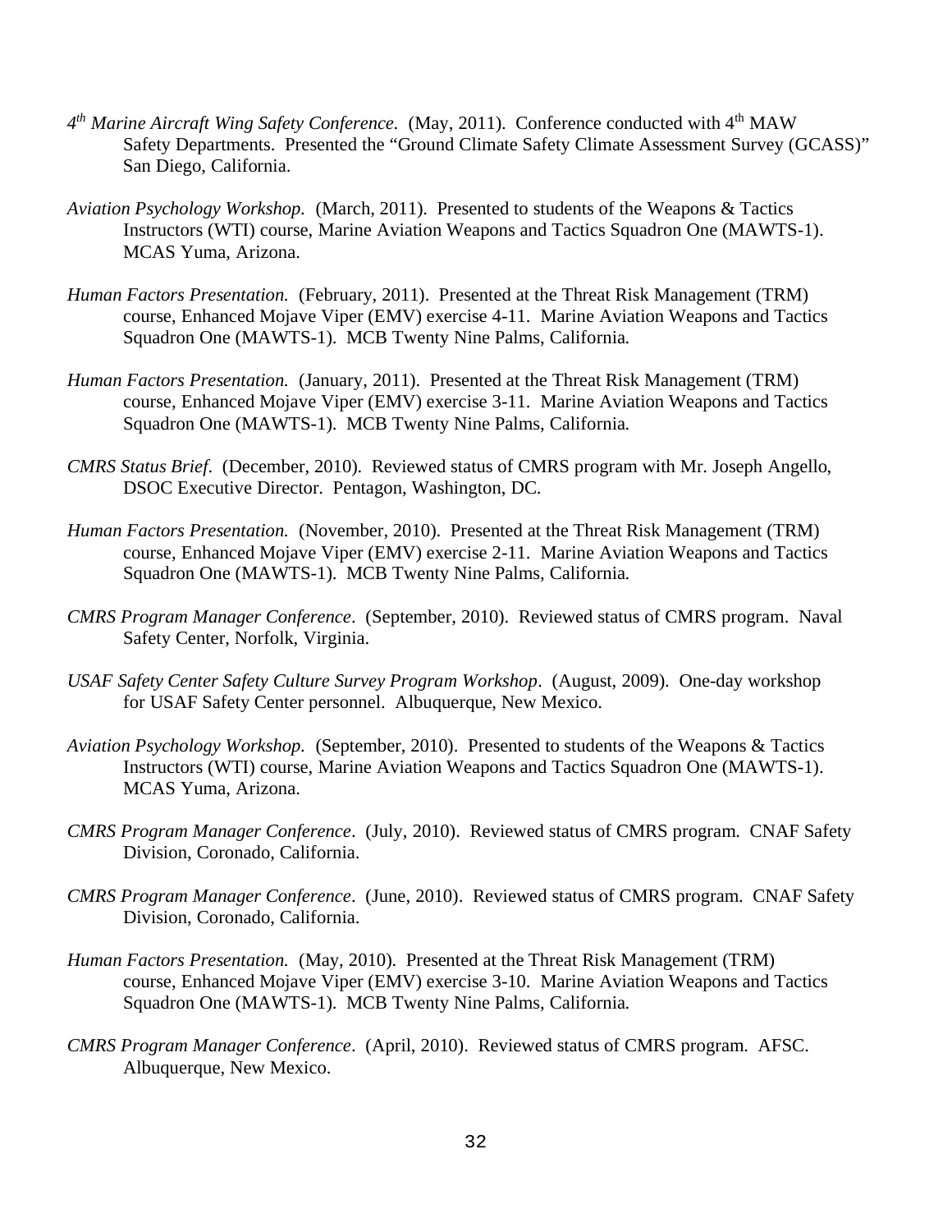*4th Marine Aircraft Wing Safety Conference.* (May, 2011). Conference conducted with 4th MAW Safety Departments. Presented the "Ground Climate Safety Climate Assessment Survey (GCASS)" San Diego, California.

*Aviation Psychology Workshop.* (March, 2011). Presented to students of the Weapons & Tactics Instructors (WTI) course, Marine Aviation Weapons and Tactics Squadron One (MAWTS-1). MCAS Yuma, Arizona.

*Human Factors Presentation.* (February, 2011). Presented at the Threat Risk Management (TRM) course, Enhanced Mojave Viper (EMV) exercise 4-11. Marine Aviation Weapons and Tactics Squadron One (MAWTS-1). MCB Twenty Nine Palms, California.

*Human Factors Presentation.* (January, 2011). Presented at the Threat Risk Management (TRM) course, Enhanced Mojave Viper (EMV) exercise 3-11. Marine Aviation Weapons and Tactics Squadron One (MAWTS-1). MCB Twenty Nine Palms, California.

*CMRS Status Brief.* (December, 2010). Reviewed status of CMRS program with Mr. Joseph Angello, DSOC Executive Director. Pentagon, Washington, DC.

*Human Factors Presentation.* (November, 2010). Presented at the Threat Risk Management (TRM) course, Enhanced Mojave Viper (EMV) exercise 2-11. Marine Aviation Weapons and Tactics Squadron One (MAWTS-1). MCB Twenty Nine Palms, California.

*CMRS Program Manager Conference*. (September, 2010). Reviewed status of CMRS program. Naval Safety Center, Norfolk, Virginia.

*USAF Safety Center Safety Culture Survey Program Workshop*. (August, 2009). One-day workshop for USAF Safety Center personnel. Albuquerque, New Mexico.

*Aviation Psychology Workshop.* (September, 2010). Presented to students of the Weapons & Tactics Instructors (WTI) course, Marine Aviation Weapons and Tactics Squadron One (MAWTS-1). MCAS Yuma, Arizona.

*CMRS Program Manager Conference*. (July, 2010). Reviewed status of CMRS program. CNAF Safety Division, Coronado, California.

*CMRS Program Manager Conference*. (June, 2010). Reviewed status of CMRS program. CNAF Safety Division, Coronado, California.

*Human Factors Presentation.* (May, 2010). Presented at the Threat Risk Management (TRM) course, Enhanced Mojave Viper (EMV) exercise 3-10. Marine Aviation Weapons and Tactics Squadron One (MAWTS-1). MCB Twenty Nine Palms, California.

*CMRS Program Manager Conference*. (April, 2010). Reviewed status of CMRS program. AFSC. Albuquerque, New Mexico.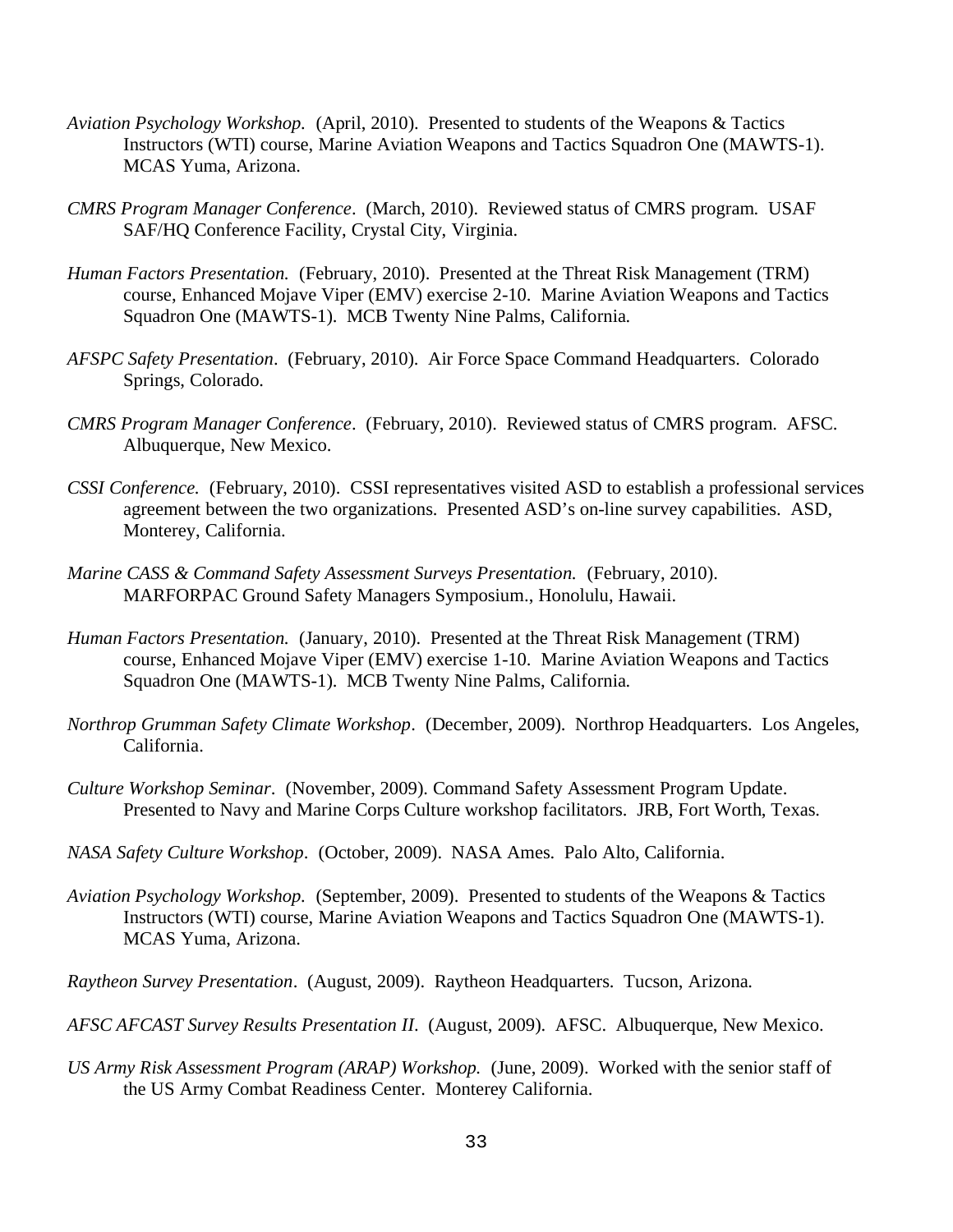*Aviation Psychology Workshop.* (April, 2010). Presented to students of the Weapons & Tactics Instructors (WTI) course, Marine Aviation Weapons and Tactics Squadron One (MAWTS-1). MCAS Yuma, Arizona.

*CMRS Program Manager Conference*. (March, 2010). Reviewed status of CMRS program. USAF SAF/HQ Conference Facility, Crystal City, Virginia.

*Human Factors Presentation.* (February, 2010). Presented at the Threat Risk Management (TRM) course, Enhanced Mojave Viper (EMV) exercise 2-10. Marine Aviation Weapons and Tactics Squadron One (MAWTS-1). MCB Twenty Nine Palms, California.

*AFSPC Safety Presentation*. (February, 2010). Air Force Space Command Headquarters. Colorado Springs, Colorado.

*CMRS Program Manager Conference*. (February, 2010). Reviewed status of CMRS program. AFSC. Albuquerque, New Mexico.

*CSSI Conference.* (February, 2010). CSSI representatives visited ASD to establish a professional services agreement between the two organizations. Presented ASD's on-line survey capabilities. ASD, Monterey, California.

*Marine CASS & Command Safety Assessment Surveys Presentation.* (February, 2010). MARFORPAC Ground Safety Managers Symposium., Honolulu, Hawaii.

*Human Factors Presentation.* (January, 2010). Presented at the Threat Risk Management (TRM) course, Enhanced Mojave Viper (EMV) exercise 1-10. Marine Aviation Weapons and Tactics Squadron One (MAWTS-1). MCB Twenty Nine Palms, California.

*Northrop Grumman Safety Climate Workshop*. (December, 2009). Northrop Headquarters. Los Angeles, California.

*Culture Workshop Seminar*. (November, 2009). Command Safety Assessment Program Update. Presented to Navy and Marine Corps Culture workshop facilitators. JRB, Fort Worth, Texas.

*NASA Safety Culture Workshop*. (October, 2009). NASA Ames. Palo Alto, California.

*Aviation Psychology Workshop.* (September, 2009). Presented to students of the Weapons & Tactics Instructors (WTI) course, Marine Aviation Weapons and Tactics Squadron One (MAWTS-1). MCAS Yuma, Arizona.

*Raytheon Survey Presentation*. (August, 2009). Raytheon Headquarters. Tucson, Arizona.

*AFSC AFCAST Survey Results Presentation II*. (August, 2009). AFSC. Albuquerque, New Mexico.

*US Army Risk Assessment Program (ARAP) Workshop.* (June, 2009). Worked with the senior staff of the US Army Combat Readiness Center. Monterey California.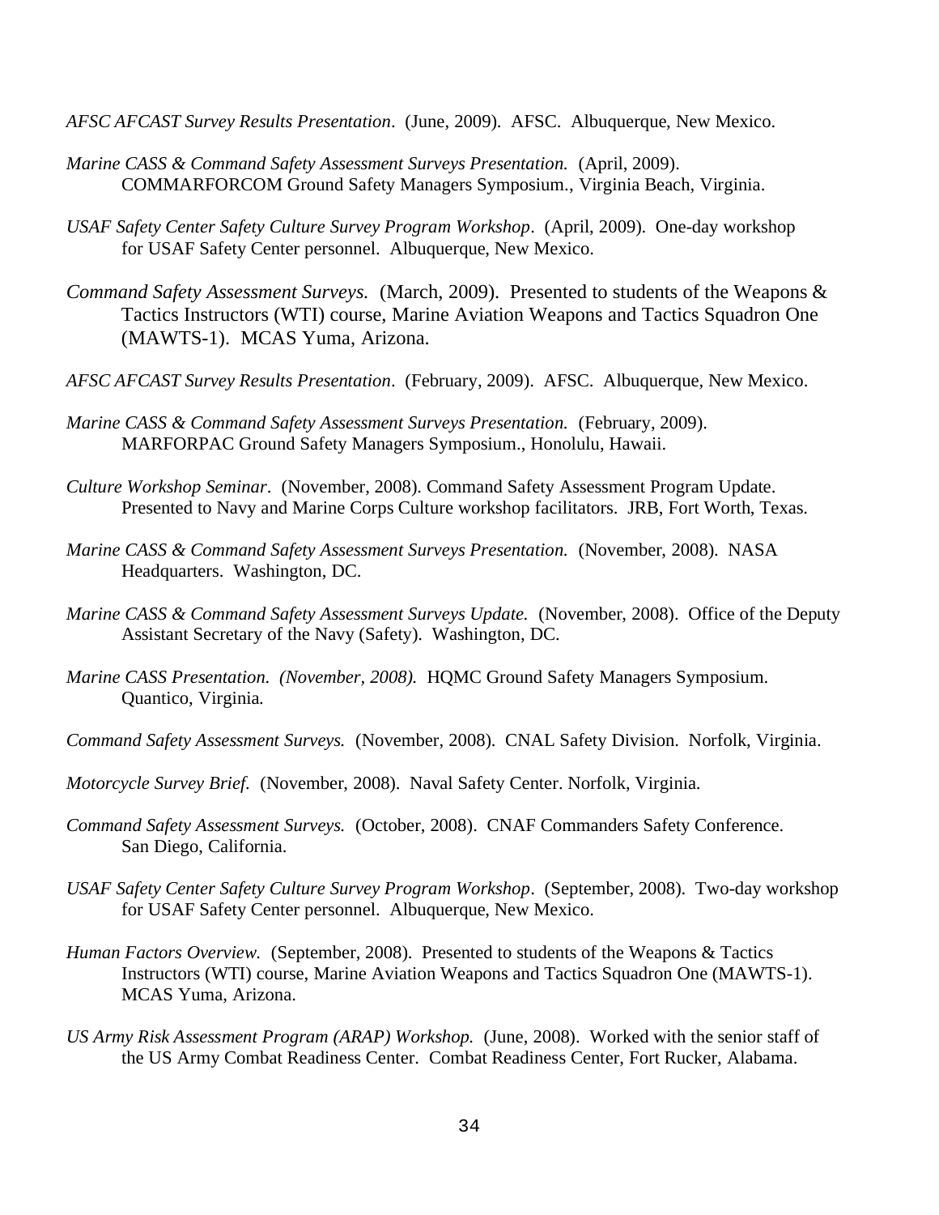*AFSC AFCAST Survey Results Presentation*. (June, 2009). AFSC. Albuquerque, New Mexico.

*Marine CASS & Command Safety Assessment Surveys Presentation.* (April, 2009). COMMARFORCOM Ground Safety Managers Symposium., Virginia Beach, Virginia.

*USAF Safety Center Safety Culture Survey Program Workshop*. (April, 2009). One-day workshop for USAF Safety Center personnel. Albuquerque, New Mexico.

*Command Safety Assessment Surveys.* (March, 2009). Presented to students of the Weapons & Tactics Instructors (WTI) course, Marine Aviation Weapons and Tactics Squadron One (MAWTS-1). MCAS Yuma, Arizona.

*AFSC AFCAST Survey Results Presentation*. (February, 2009). AFSC. Albuquerque, New Mexico.

*Marine CASS & Command Safety Assessment Surveys Presentation.* (February, 2009). MARFORPAC Ground Safety Managers Symposium., Honolulu, Hawaii.

*Culture Workshop Seminar*. (November, 2008). Command Safety Assessment Program Update. Presented to Navy and Marine Corps Culture workshop facilitators. JRB, Fort Worth, Texas.

*Marine CASS & Command Safety Assessment Surveys Presentation.* (November, 2008). NASA Headquarters. Washington, DC.

*Marine CASS & Command Safety Assessment Surveys Update.* (November, 2008). Office of the Deputy Assistant Secretary of the Navy (Safety). Washington, DC.

*Marine CASS Presentation. (November, 2008).* HQMC Ground Safety Managers Symposium. Quantico, Virginia.

*Command Safety Assessment Surveys.* (November, 2008). CNAL Safety Division. Norfolk, Virginia.

*Motorcycle Survey Brief.* (November, 2008). Naval Safety Center. Norfolk, Virginia.

*Command Safety Assessment Surveys.* (October, 2008). CNAF Commanders Safety Conference. San Diego, California.

*USAF Safety Center Safety Culture Survey Program Workshop*. (September, 2008). Two-day workshop for USAF Safety Center personnel. Albuquerque, New Mexico.

*Human Factors Overview.* (September, 2008). Presented to students of the Weapons & Tactics Instructors (WTI) course, Marine Aviation Weapons and Tactics Squadron One (MAWTS-1). MCAS Yuma, Arizona.

*US Army Risk Assessment Program (ARAP) Workshop.* (June, 2008). Worked with the senior staff of the US Army Combat Readiness Center. Combat Readiness Center, Fort Rucker, Alabama.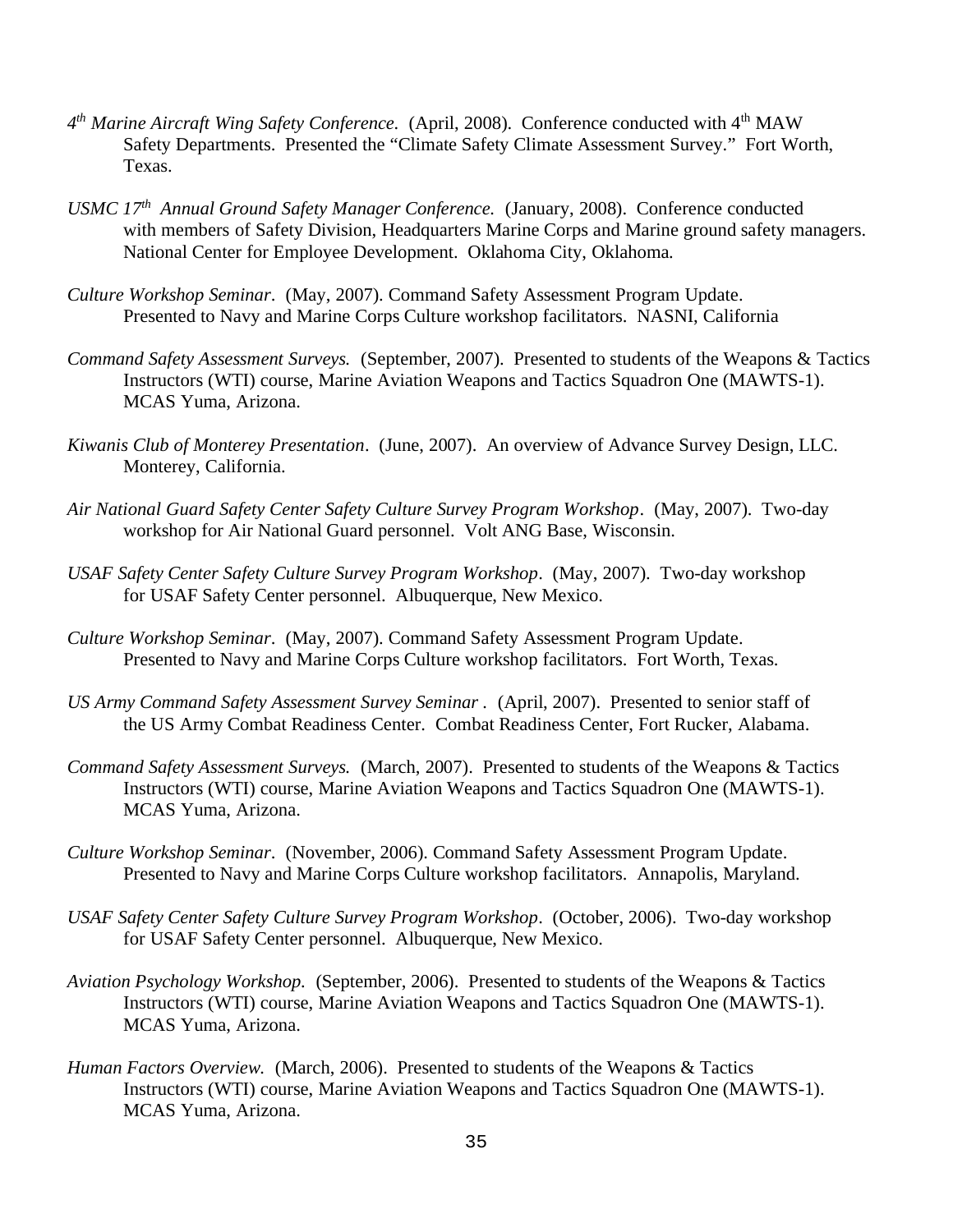*4th Marine Aircraft Wing Safety Conference.* (April, 2008). Conference conducted with 4th MAW Safety Departments. Presented the "Climate Safety Climate Assessment Survey." Fort Worth, Texas.

*USMC 17th Annual Ground Safety Manager Conference.* (January, 2008). Conference conducted with members of Safety Division, Headquarters Marine Corps and Marine ground safety managers. National Center for Employee Development. Oklahoma City, Oklahoma.

*Culture Workshop Seminar*. (May, 2007). Command Safety Assessment Program Update. Presented to Navy and Marine Corps Culture workshop facilitators. NASNI, California

*Command Safety Assessment Surveys.* (September, 2007). Presented to students of the Weapons & Tactics Instructors (WTI) course, Marine Aviation Weapons and Tactics Squadron One (MAWTS-1). MCAS Yuma, Arizona.

*Kiwanis Club of Monterey Presentation*. (June, 2007). An overview of Advance Survey Design, LLC. Monterey, California.

*Air National Guard Safety Center Safety Culture Survey Program Workshop*. (May, 2007). Two-day workshop for Air National Guard personnel. Volt ANG Base, Wisconsin.

*USAF Safety Center Safety Culture Survey Program Workshop*. (May, 2007). Two-day workshop for USAF Safety Center personnel. Albuquerque, New Mexico.

*Culture Workshop Seminar*. (May, 2007). Command Safety Assessment Program Update. Presented to Navy and Marine Corps Culture workshop facilitators. Fort Worth, Texas.

*US Army Command Safety Assessment Survey Seminar* . (April, 2007). Presented to senior staff of the US Army Combat Readiness Center. Combat Readiness Center, Fort Rucker, Alabama.

*Command Safety Assessment Surveys.* (March, 2007). Presented to students of the Weapons & Tactics Instructors (WTI) course, Marine Aviation Weapons and Tactics Squadron One (MAWTS-1). MCAS Yuma, Arizona.

*Culture Workshop Seminar*. (November, 2006). Command Safety Assessment Program Update. Presented to Navy and Marine Corps Culture workshop facilitators. Annapolis, Maryland.

*USAF Safety Center Safety Culture Survey Program Workshop*. (October, 2006). Two-day workshop for USAF Safety Center personnel. Albuquerque, New Mexico.

*Aviation Psychology Workshop.* (September, 2006). Presented to students of the Weapons & Tactics Instructors (WTI) course, Marine Aviation Weapons and Tactics Squadron One (MAWTS-1). MCAS Yuma, Arizona.

*Human Factors Overview.* (March, 2006). Presented to students of the Weapons & Tactics Instructors (WTI) course, Marine Aviation Weapons and Tactics Squadron One (MAWTS-1). MCAS Yuma, Arizona.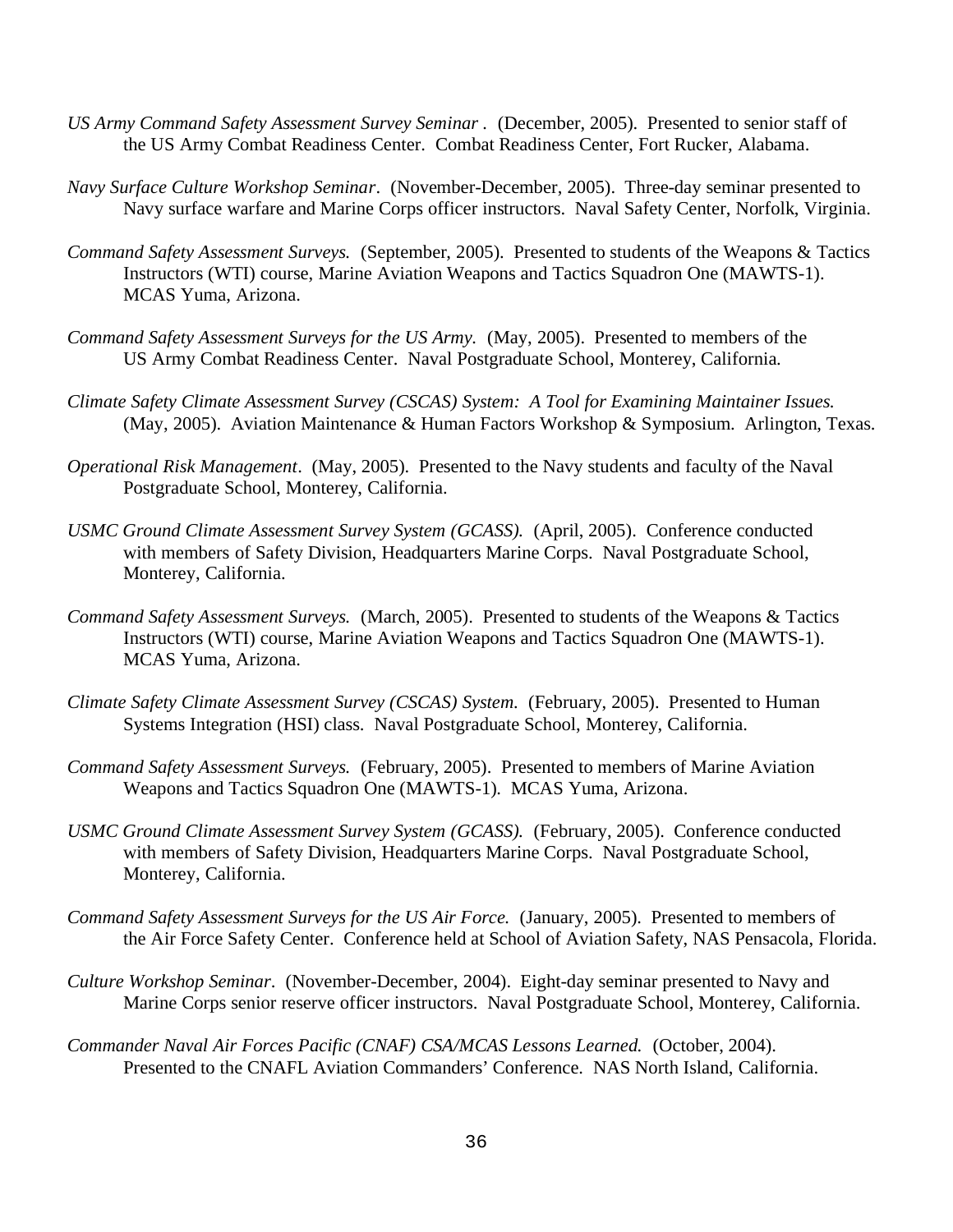*US Army Command Safety Assessment Survey Seminar* . (December, 2005). Presented to senior staff of the US Army Combat Readiness Center. Combat Readiness Center, Fort Rucker, Alabama.

*Navy Surface Culture Workshop Seminar*. (November-December, 2005). Three-day seminar presented to Navy surface warfare and Marine Corps officer instructors. Naval Safety Center, Norfolk, Virginia.

*Command Safety Assessment Surveys.* (September, 2005). Presented to students of the Weapons & Tactics Instructors (WTI) course, Marine Aviation Weapons and Tactics Squadron One (MAWTS-1). MCAS Yuma, Arizona.

*Command Safety Assessment Surveys for the US Army.* (May, 2005). Presented to members of the US Army Combat Readiness Center. Naval Postgraduate School, Monterey, California.

*Climate Safety Climate Assessment Survey (CSCAS) System: A Tool for Examining Maintainer Issues.* (May, 2005). Aviation Maintenance & Human Factors Workshop & Symposium. Arlington, Texas.

*Operational Risk Management*. (May, 2005). Presented to the Navy students and faculty of the Naval Postgraduate School, Monterey, California.

*USMC Ground Climate Assessment Survey System (GCASS).* (April, 2005). Conference conducted with members of Safety Division, Headquarters Marine Corps. Naval Postgraduate School, Monterey, California.

*Command Safety Assessment Surveys.* (March, 2005). Presented to students of the Weapons & Tactics Instructors (WTI) course, Marine Aviation Weapons and Tactics Squadron One (MAWTS-1). MCAS Yuma, Arizona.

*Climate Safety Climate Assessment Survey (CSCAS) System.* (February, 2005). Presented to Human Systems Integration (HSI) class. Naval Postgraduate School, Monterey, California.

*Command Safety Assessment Surveys.* (February, 2005). Presented to members of Marine Aviation Weapons and Tactics Squadron One (MAWTS-1). MCAS Yuma, Arizona.

*USMC Ground Climate Assessment Survey System (GCASS).* (February, 2005). Conference conducted with members of Safety Division, Headquarters Marine Corps. Naval Postgraduate School, Monterey, California.

*Command Safety Assessment Surveys for the US Air Force.* (January, 2005). Presented to members of the Air Force Safety Center. Conference held at School of Aviation Safety, NAS Pensacola, Florida.

*Culture Workshop Seminar*. (November-December, 2004). Eight-day seminar presented to Navy and Marine Corps senior reserve officer instructors. Naval Postgraduate School, Monterey, California.

*Commander Naval Air Forces Pacific (CNAF) CSA/MCAS Lessons Learned.* (October, 2004). Presented to the CNAFL Aviation Commanders' Conference. NAS North Island, California.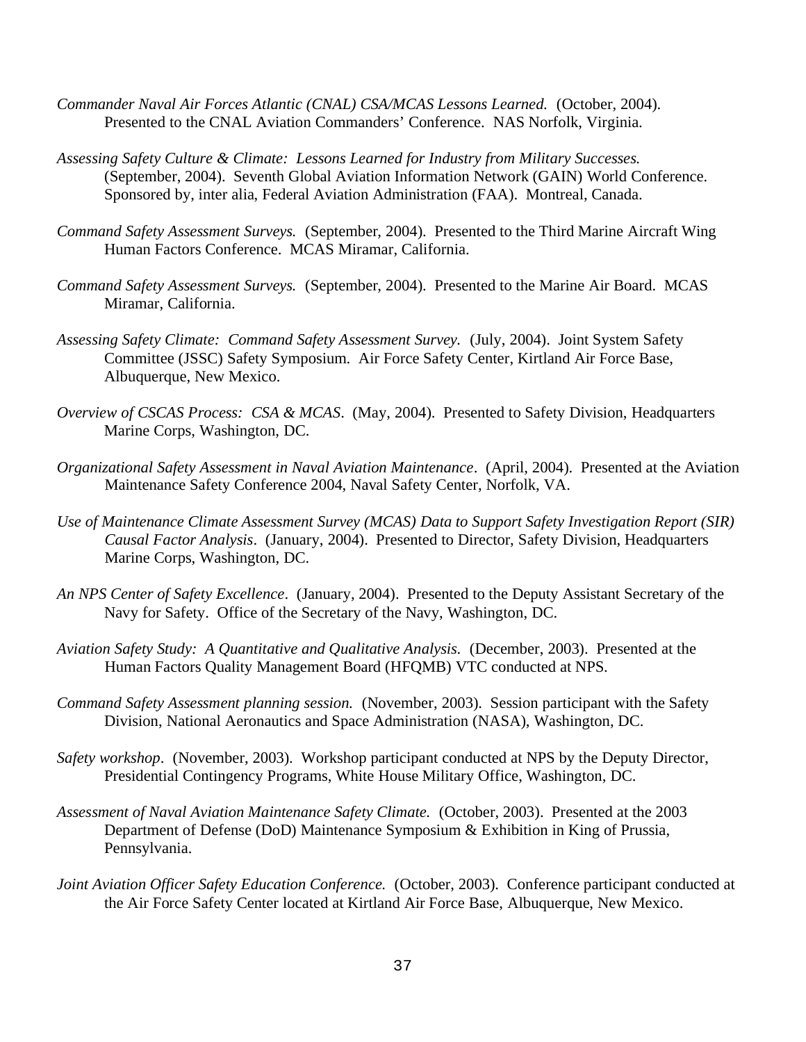*Commander Naval Air Forces Atlantic (CNAL) CSA/MCAS Lessons Learned.* (October, 2004). Presented to the CNAL Aviation Commanders' Conference. NAS Norfolk, Virginia.

*Assessing Safety Culture & Climate: Lessons Learned for Industry from Military Successes.* (September, 2004). Seventh Global Aviation Information Network (GAIN) World Conference. Sponsored by, inter alia, Federal Aviation Administration (FAA). Montreal, Canada.

*Command Safety Assessment Surveys.* (September, 2004). Presented to the Third Marine Aircraft Wing Human Factors Conference. MCAS Miramar, California.

*Command Safety Assessment Surveys.* (September, 2004). Presented to the Marine Air Board. MCAS Miramar, California.

*Assessing Safety Climate: Command Safety Assessment Survey.* (July, 2004). Joint System Safety Committee (JSSC) Safety Symposium. Air Force Safety Center, Kirtland Air Force Base, Albuquerque, New Mexico.

*Overview of CSCAS Process: CSA & MCAS*. (May, 2004). Presented to Safety Division, Headquarters Marine Corps, Washington, DC.

*Organizational Safety Assessment in Naval Aviation Maintenance*. (April, 2004). Presented at the Aviation Maintenance Safety Conference 2004, Naval Safety Center, Norfolk, VA.

*Use of Maintenance Climate Assessment Survey (MCAS) Data to Support Safety Investigation Report (SIR) Causal Factor Analysis*. (January, 2004). Presented to Director, Safety Division, Headquarters Marine Corps, Washington, DC.

*An NPS Center of Safety Excellence*. (January, 2004). Presented to the Deputy Assistant Secretary of the Navy for Safety. Office of the Secretary of the Navy, Washington, DC.

*Aviation Safety Study: A Quantitative and Qualitative Analysis*. (December, 2003). Presented at the Human Factors Quality Management Board (HFQMB) VTC conducted at NPS.

*Command Safety Assessment planning session.* (November, 2003). Session participant with the Safety Division, National Aeronautics and Space Administration (NASA), Washington, DC.

*Safety workshop*. (November, 2003). Workshop participant conducted at NPS by the Deputy Director, Presidential Contingency Programs, White House Military Office, Washington, DC.

*Assessment of Naval Aviation Maintenance Safety Climate.* (October, 2003). Presented at the 2003 Department of Defense (DoD) Maintenance Symposium & Exhibition in King of Prussia, Pennsylvania.

*Joint Aviation Officer Safety Education Conference.* (October, 2003). Conference participant conducted at the Air Force Safety Center located at Kirtland Air Force Base, Albuquerque, New Mexico.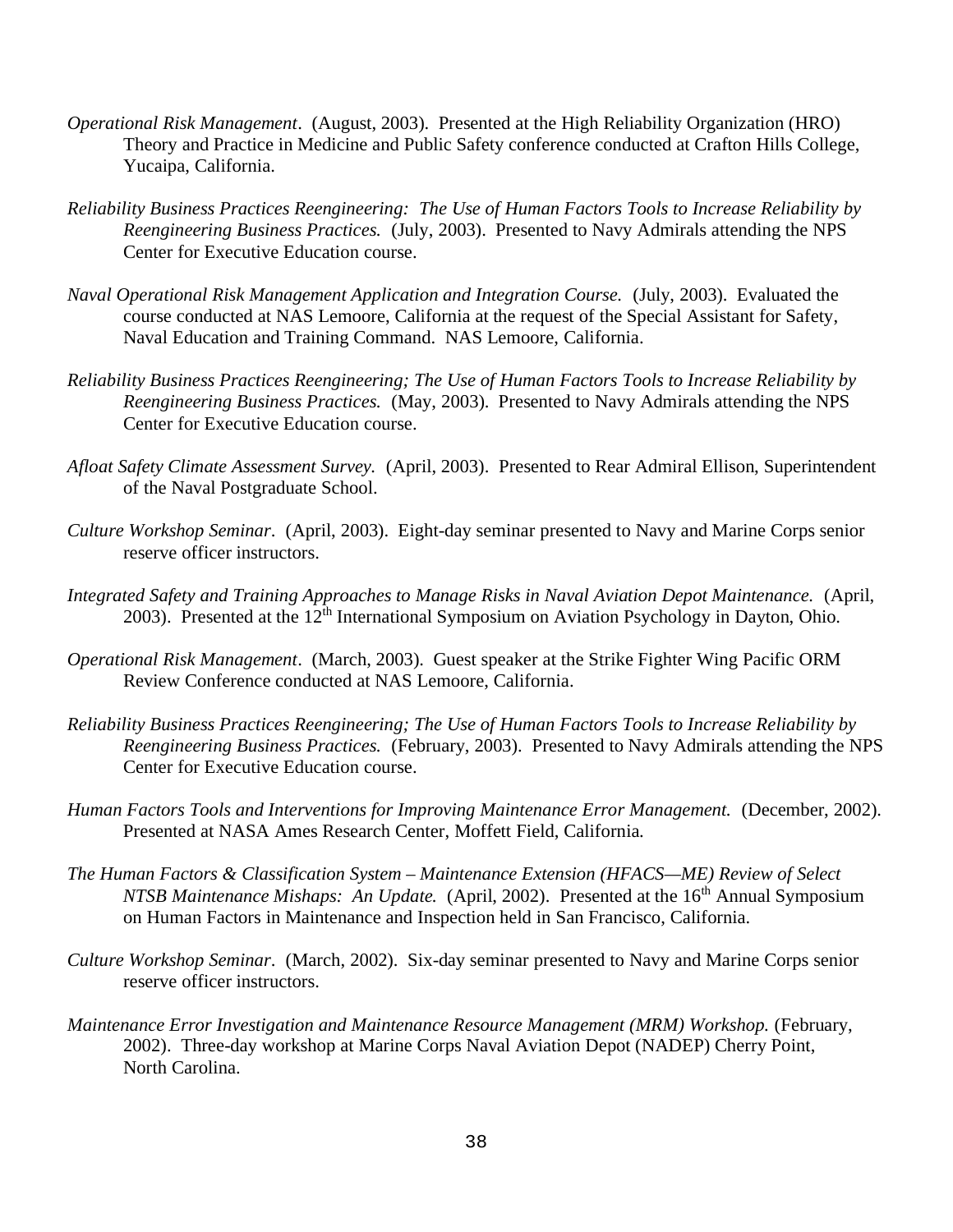*Operational Risk Management*. (August, 2003). Presented at the High Reliability Organization (HRO) Theory and Practice in Medicine and Public Safety conference conducted at Crafton Hills College, Yucaipa, California.

*Reliability Business Practices Reengineering: The Use of Human Factors Tools to Increase Reliability by Reengineering Business Practices.* (July, 2003). Presented to Navy Admirals attending the NPS Center for Executive Education course.

*Naval Operational Risk Management Application and Integration Course.* (July, 2003). Evaluated the course conducted at NAS Lemoore, California at the request of the Special Assistant for Safety, Naval Education and Training Command. NAS Lemoore, California.

*Reliability Business Practices Reengineering; The Use of Human Factors Tools to Increase Reliability by Reengineering Business Practices.* (May, 2003). Presented to Navy Admirals attending the NPS Center for Executive Education course.

*Afloat Safety Climate Assessment Survey.* (April, 2003). Presented to Rear Admiral Ellison, Superintendent of the Naval Postgraduate School.

*Culture Workshop Seminar*. (April, 2003). Eight-day seminar presented to Navy and Marine Corps senior reserve officer instructors.

*Integrated Safety and Training Approaches to Manage Risks in Naval Aviation Depot Maintenance.* (April, 2003). Presented at the 12th International Symposium on Aviation Psychology in Dayton, Ohio.

*Operational Risk Management*. (March, 2003). Guest speaker at the Strike Fighter Wing Pacific ORM Review Conference conducted at NAS Lemoore, California.

*Reliability Business Practices Reengineering; The Use of Human Factors Tools to Increase Reliability by Reengineering Business Practices.* (February, 2003). Presented to Navy Admirals attending the NPS Center for Executive Education course.

*Human Factors Tools and Interventions for Improving Maintenance Error Management.* (December, 2002). Presented at NASA Ames Research Center, Moffett Field, California.

*The Human Factors & Classification System – Maintenance Extension (HFACS—ME) Review of Select NTSB Maintenance Mishaps: An Update.* (April, 2002). Presented at the 16th Annual Symposium on Human Factors in Maintenance and Inspection held in San Francisco, California.

*Culture Workshop Seminar*. (March, 2002). Six-day seminar presented to Navy and Marine Corps senior reserve officer instructors.

*Maintenance Error Investigation and Maintenance Resource Management (MRM) Workshop.* (February, 2002). Three-day workshop at Marine Corps Naval Aviation Depot (NADEP) Cherry Point, North Carolina.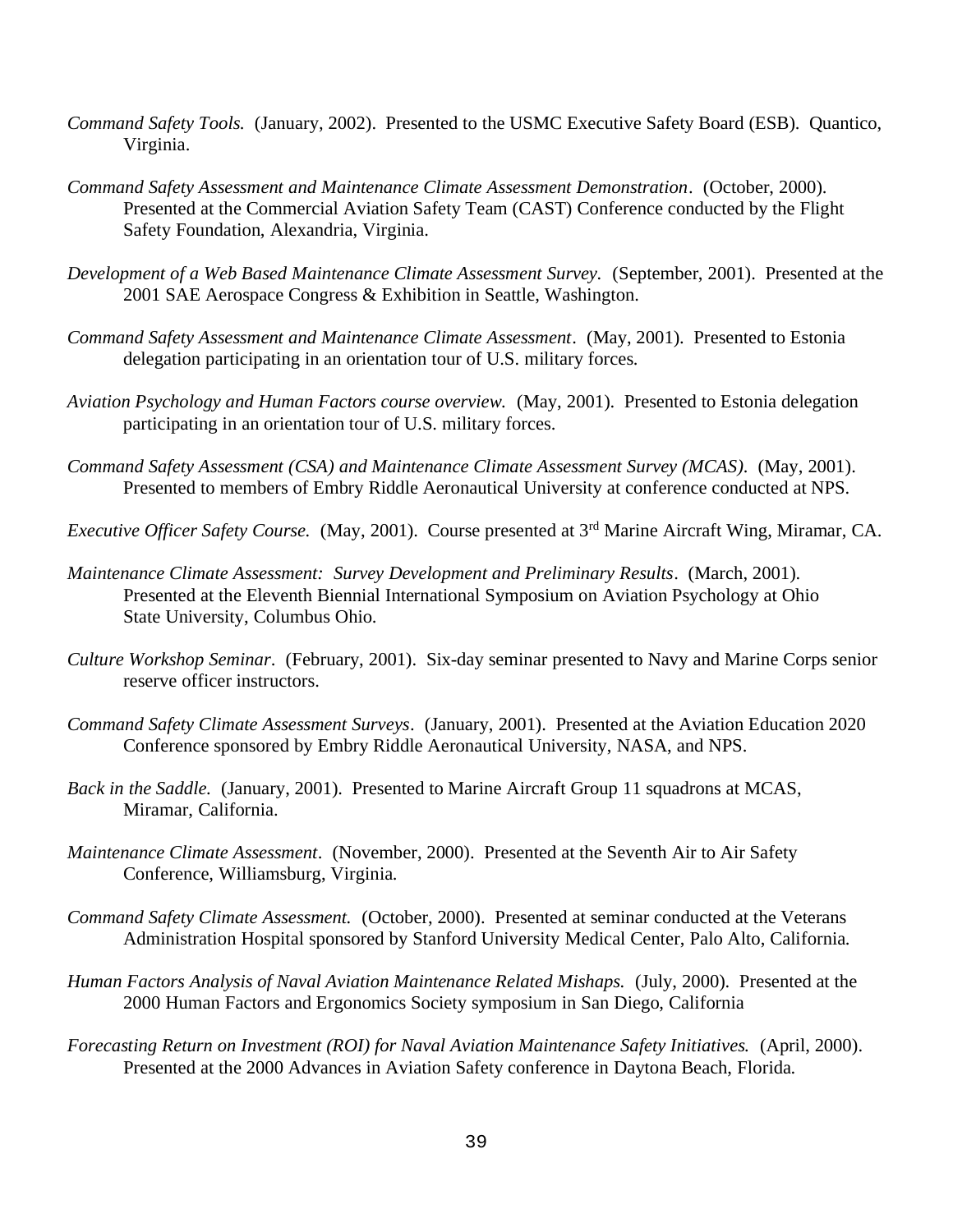*Command Safety Tools.* (January, 2002). Presented to the USMC Executive Safety Board (ESB). Quantico, Virginia.

*Command Safety Assessment and Maintenance Climate Assessment Demonstration*. (October, 2000). Presented at the Commercial Aviation Safety Team (CAST) Conference conducted by the Flight Safety Foundation, Alexandria, Virginia.

*Development of a Web Based Maintenance Climate Assessment Survey.* (September, 2001). Presented at the 2001 SAE Aerospace Congress & Exhibition in Seattle, Washington.

*Command Safety Assessment and Maintenance Climate Assessment*. (May, 2001). Presented to Estonia delegation participating in an orientation tour of U.S. military forces.

*Aviation Psychology and Human Factors course overview.* (May, 2001). Presented to Estonia delegation participating in an orientation tour of U.S. military forces.

*Command Safety Assessment (CSA) and Maintenance Climate Assessment Survey (MCAS).* (May, 2001). Presented to members of Embry Riddle Aeronautical University at conference conducted at NPS.

*Executive Officer Safety Course.* (May, 2001). Course presented at 3rd Marine Aircraft Wing, Miramar, CA.

*Maintenance Climate Assessment: Survey Development and Preliminary Results*. (March, 2001). Presented at the Eleventh Biennial International Symposium on Aviation Psychology at Ohio State University, Columbus Ohio.

*Culture Workshop Seminar*. (February, 2001). Six-day seminar presented to Navy and Marine Corps senior reserve officer instructors.

*Command Safety Climate Assessment Surveys*. (January, 2001). Presented at the Aviation Education 2020 Conference sponsored by Embry Riddle Aeronautical University, NASA, and NPS.

*Back in the Saddle.* (January, 2001). Presented to Marine Aircraft Group 11 squadrons at MCAS, Miramar, California.

*Maintenance Climate Assessment*. (November, 2000). Presented at the Seventh Air to Air Safety Conference, Williamsburg, Virginia.

*Command Safety Climate Assessment.* (October, 2000). Presented at seminar conducted at the Veterans Administration Hospital sponsored by Stanford University Medical Center, Palo Alto, California.

*Human Factors Analysis of Naval Aviation Maintenance Related Mishaps.* (July, 2000). Presented at the 2000 Human Factors and Ergonomics Society symposium in San Diego, California

*Forecasting Return on Investment (ROI) for Naval Aviation Maintenance Safety Initiatives.* (April, 2000). Presented at the 2000 Advances in Aviation Safety conference in Daytona Beach, Florida.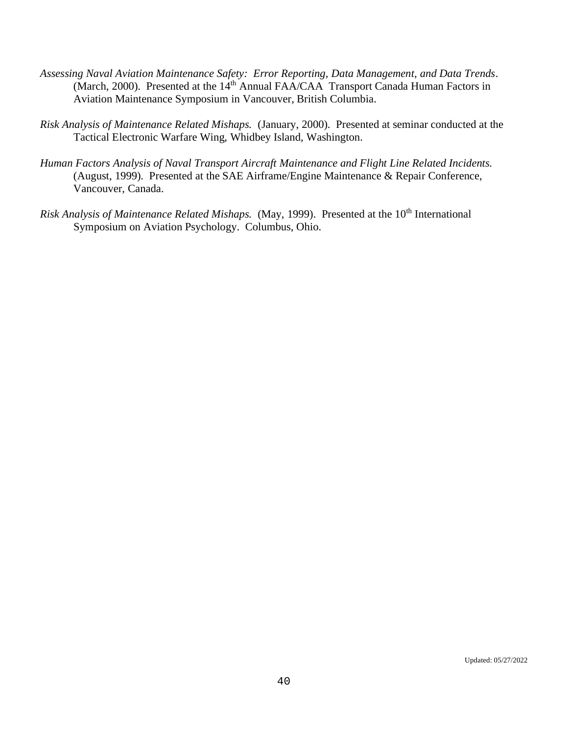*Assessing Naval Aviation Maintenance Safety: Error Reporting, Data Management, and Data Trends*. (March, 2000). Presented at the 14th Annual FAA/CAA Transport Canada Human Factors in Aviation Maintenance Symposium in Vancouver, British Columbia.

*Risk Analysis of Maintenance Related Mishaps.* (January, 2000). Presented at seminar conducted at the Tactical Electronic Warfare Wing, Whidbey Island, Washington.

*Human Factors Analysis of Naval Transport Aircraft Maintenance and Flight Line Related Incidents.* (August, 1999). Presented at the SAE Airframe/Engine Maintenance & Repair Conference, Vancouver, Canada.

*Risk Analysis of Maintenance Related Mishaps.* (May, 1999). Presented at the 10th International Symposium on Aviation Psychology. Columbus, Ohio.

Updated: 05/27/2022